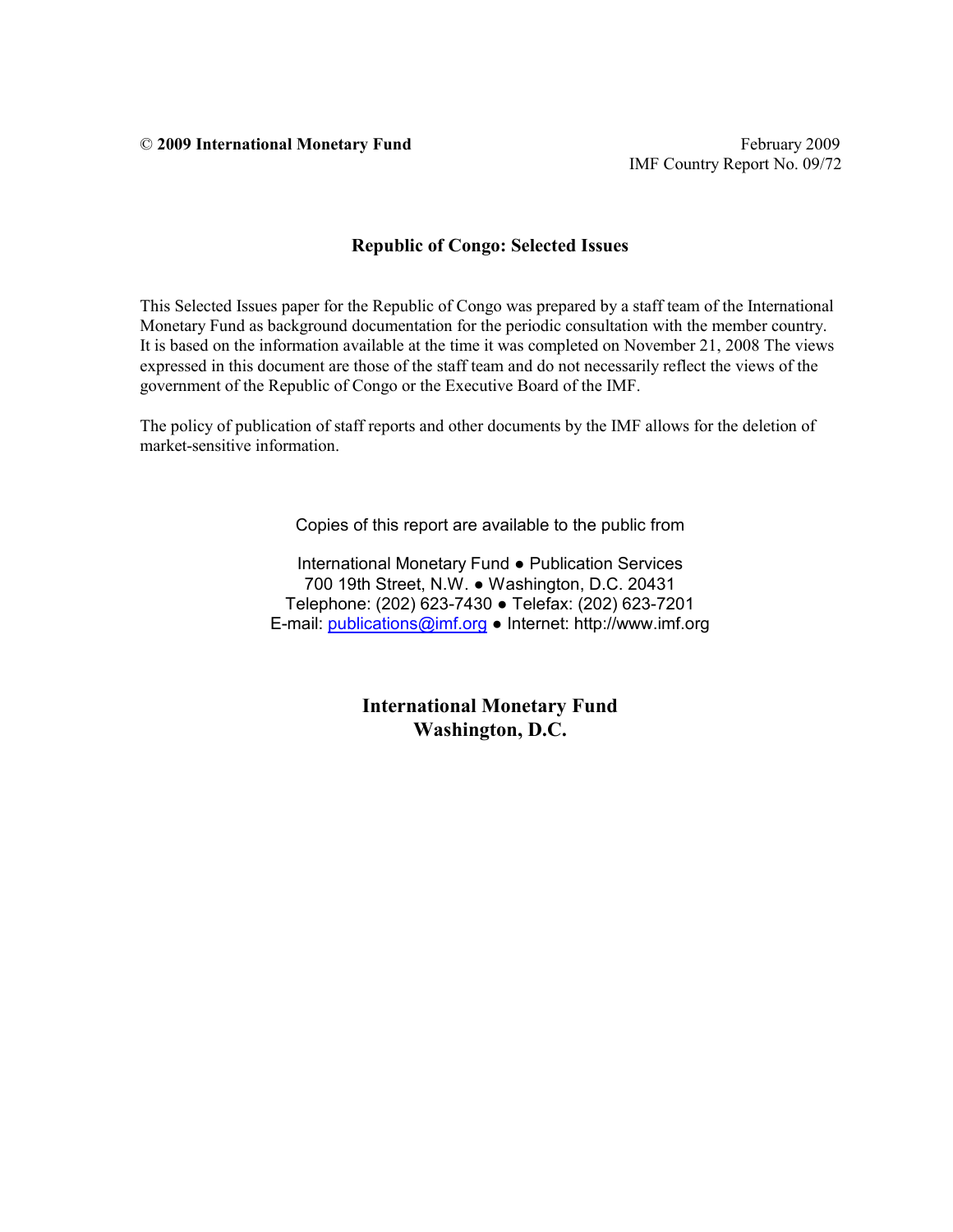© **2009 International Monetary Fund**

February 2009
IMF Country Report No. 09/72

# Republic of Congo: Selected Issues

This Selected Issues paper for the Republic of Congo was prepared by a staff team of the International Monetary Fund as background documentation for the periodic consultation with the member country. It is based on the information available at the time it was completed on November 21, 2008 The views expressed in this document are those of the staff team and do not necessarily reflect the views of the government of the Republic of Congo or the Executive Board of the IMF.

The policy of publication of staff reports and other documents by the IMF allows for the deletion of market-sensitive information.

Copies of this report are available to the public from

International Monetary Fund ● Publication Services
700 19th Street, N.W. ● Washington, D.C. 20431
Telephone: (202) 623-7430 ● Telefax: (202) 623-7201
E-mail: publications@imf.org ● Internet: http://www.imf.org

**International Monetary Fund**
**Washington, D.C.**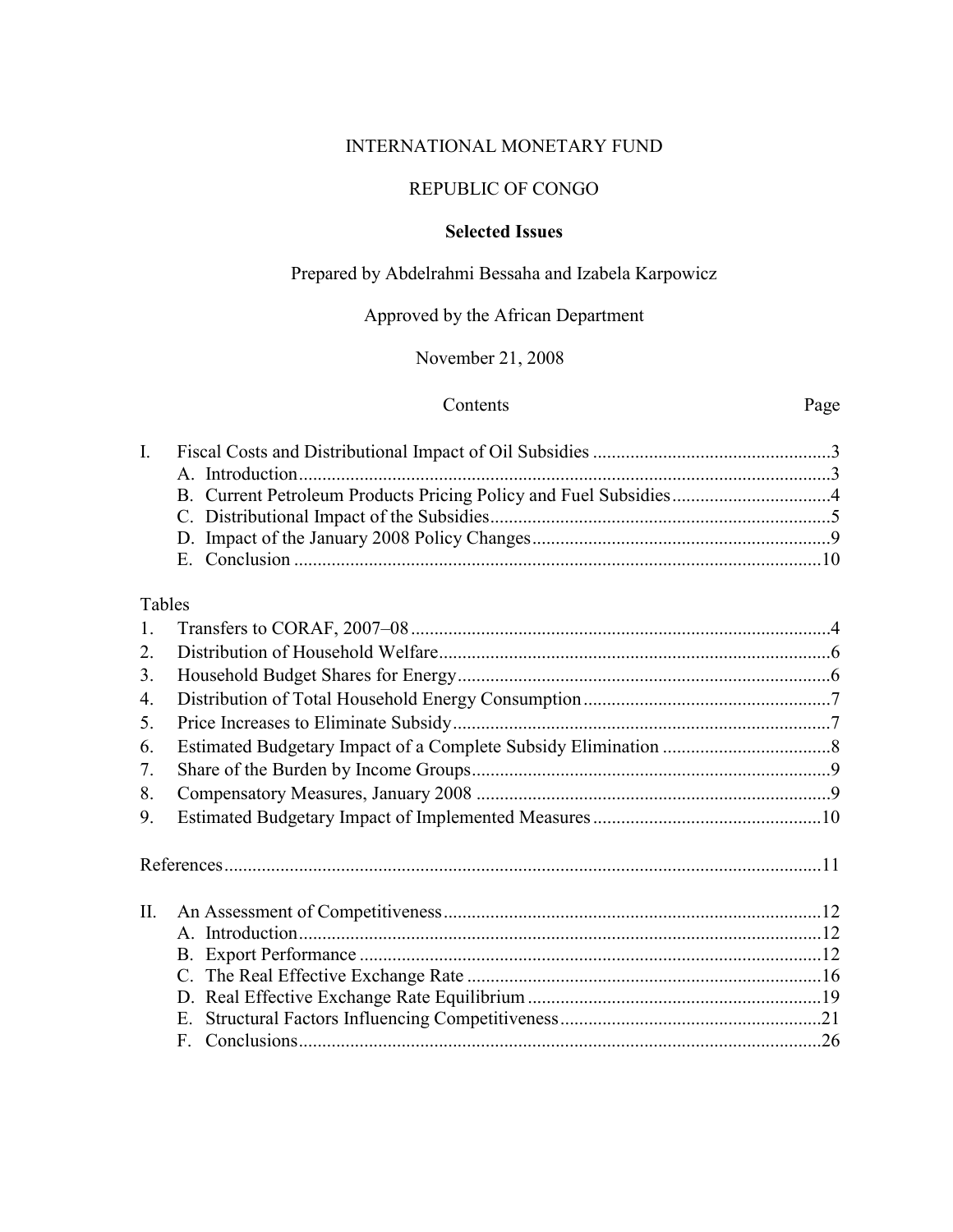INTERNATIONAL MONETARY FUND

REPUBLIC OF CONGO

**Selected Issues**

Prepared by Abdelrahmi Bessaha and Izabela Karpowicz

Approved by the African Department

November 21, 2008

| | Contents | Page |
|---|---|---|
| I. | Fiscal Costs and Distributional Impact of Oil Subsidies | 3 |
| | A. Introduction | 3 |
| | B. Current Petroleum Products Pricing Policy and Fuel Subsidies | 4 |
| | C. Distributional Impact of the Subsidies | 5 |
| | D. Impact of the January 2008 Policy Changes | 9 |
| | E. Conclusion | 10 |
| | **Tables** | |
| 1. | Transfers to CORAF, 2007–08 | 4 |
| 2. | Distribution of Household Welfare | 6 |
| 3. | Household Budget Shares for Energy | 6 |
| 4. | Distribution of Total Household Energy Consumption | 7 |
| 5. | Price Increases to Eliminate Subsidy | 7 |
| 6. | Estimated Budgetary Impact of a Complete Subsidy Elimination | 8 |
| 7. | Share of the Burden by Income Groups | 9 |
| 8. | Compensatory Measures, January 2008 | 9 |
| 9. | Estimated Budgetary Impact of Implemented Measures | 10 |
| | References | 11 |
| II. | An Assessment of Competitiveness | 12 |
| | A. Introduction | 12 |
| | B. Export Performance | 12 |
| | C. The Real Effective Exchange Rate | 16 |
| | D. Real Effective Exchange Rate Equilibrium | 19 |
| | E. Structural Factors Influencing Competitiveness | 21 |
| | F. Conclusions | 26 |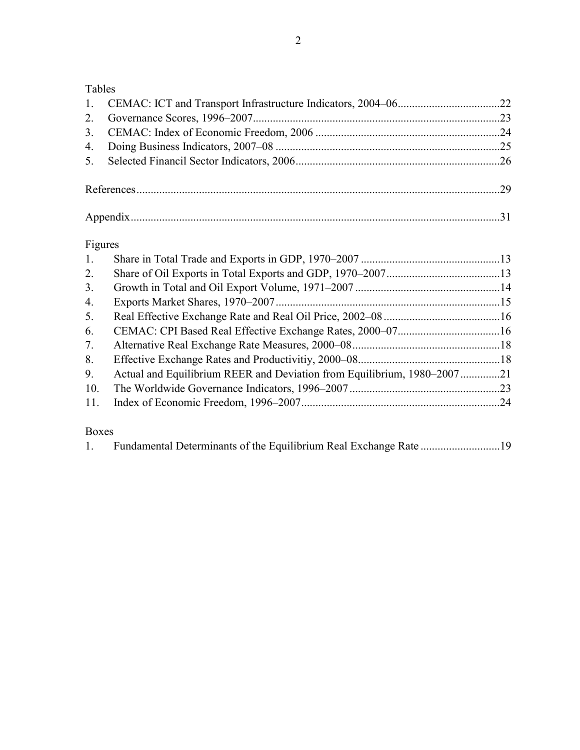Tables

1. CEMAC: ICT and Transport Infrastructure Indicators, 2004–06....................................22
2. Governance Scores, 1996–2007.......................................................................................23
3. CEMAC: Index of Economic Freedom, 2006 .................................................................24
4. Doing Business Indicators, 2007–08 ...............................................................................25
5. Selected Financil Sector Indicators, 2006........................................................................26

References...............................................................................................................................29

Appendix.................................................................................................................................31

Figures

1. Share in Total Trade and Exports in GDP, 1970–2007 .................................................13
2. Share of Oil Exports in Total Exports and GDP, 1970–2007........................................13
3. Growth in Total and Oil Export Volume, 1971–2007 ...................................................14
4. Exports Market Shares, 1970–2007...............................................................................15
5. Real Effective Exchange Rate and Real Oil Price, 2002–08 .........................................16
6. CEMAC: CPI Based Real Effective Exchange Rates, 2000–07....................................16
7. Alternative Real Exchange Rate Measures, 2000–08....................................................18
8. Effective Exchange Rates and Productivitiy, 2000–08..................................................18
9. Actual and Equilibrium REER and Deviation from Equilibrium, 1980–2007..............21
10. The Worldwide Governance Indicators, 1996–2007.....................................................23
11. Index of Economic Freedom, 1996–2007......................................................................24

Boxes

1. Fundamental Determinants of the Equilibrium Real Exchange Rate ............................19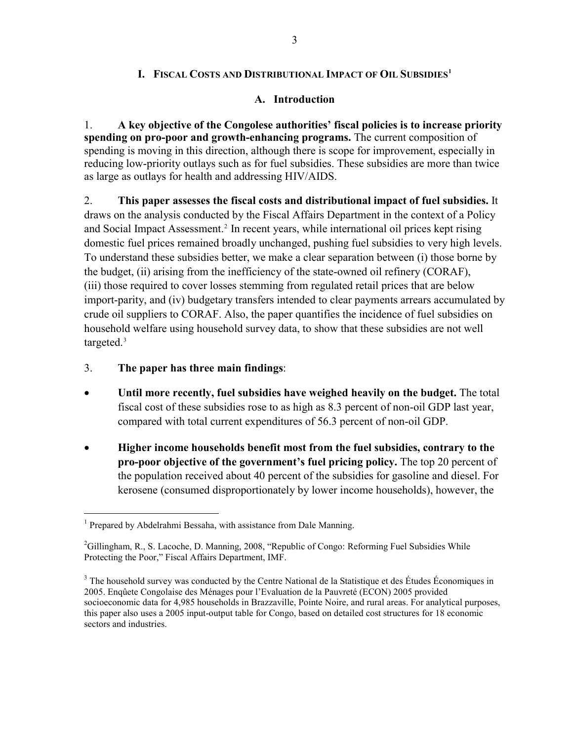# I. Fiscal Costs and Distributional Impact of Oil Subsidies[1]

## A. Introduction

1. **A key objective of the Congolese authorities' fiscal policies is to increase priority spending on pro-poor and growth-enhancing programs.** The current composition of spending is moving in this direction, although there is scope for improvement, especially in reducing low-priority outlays such as for fuel subsidies. These subsidies are more than twice as large as outlays for health and addressing HIV/AIDS.

2. **This paper assesses the fiscal costs and distributional impact of fuel subsidies.** It draws on the analysis conducted by the Fiscal Affairs Department in the context of a Policy and Social Impact Assessment.[2] In recent years, while international oil prices kept rising domestic fuel prices remained broadly unchanged, pushing fuel subsidies to very high levels. To understand these subsidies better, we make a clear separation between (i) those borne by the budget, (ii) arising from the inefficiency of the state-owned oil refinery (CORAF), (iii) those required to cover losses stemming from regulated retail prices that are below import-parity, and (iv) budgetary transfers intended to clear payments arrears accumulated by crude oil suppliers to CORAF. Also, the paper quantifies the incidence of fuel subsidies on household welfare using household survey data, to show that these subsidies are not well targeted.[3]

3. **The paper has three main findings**:

- **Until more recently, fuel subsidies have weighed heavily on the budget.** The total fiscal cost of these subsidies rose to as high as 8.3 percent of non-oil GDP last year, compared with total current expenditures of 56.3 percent of non-oil GDP.

- **Higher income households benefit most from the fuel subsidies, contrary to the pro-poor objective of the government's fuel pricing policy.** The top 20 percent of the population received about 40 percent of the subsidies for gasoline and diesel. For kerosene (consumed disproportionately by lower income households), however, the

---

[1] Prepared by Abdelrahmi Bessaha, with assistance from Dale Manning.

[2] Gillingham, R., S. Lacoche, D. Manning, 2008, "Republic of Congo: Reforming Fuel Subsidies While Protecting the Poor," Fiscal Affairs Department, IMF.

[3] The household survey was conducted by the Centre National de la Statistique et des Études Économiques in 2005. Enquête Congolaise des Ménages pour l'Evaluation de la Pauvreté (ECON) 2005 provided socioeconomic data for 4,985 households in Brazzaville, Pointe Noire, and rural areas. For analytical purposes, this paper also uses a 2005 input-output table for Congo, based on detailed cost structures for 18 economic sectors and industries.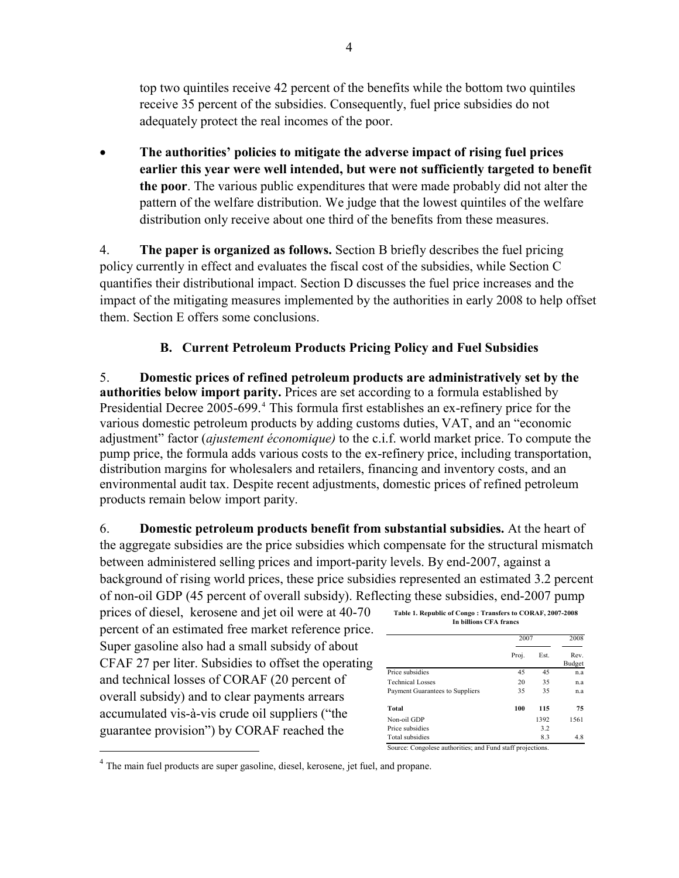top two quintiles receive 42 percent of the benefits while the bottom two quintiles receive 35 percent of the subsidies. Consequently, fuel price subsidies do not adequately protect the real incomes of the poor.

- **The authorities' policies to mitigate the adverse impact of rising fuel prices earlier this year were well intended, but were not sufficiently targeted to benefit the poor**. The various public expenditures that were made probably did not alter the pattern of the welfare distribution. We judge that the lowest quintiles of the welfare distribution only receive about one third of the benefits from these measures.

4. **The paper is organized as follows.** Section B briefly describes the fuel pricing policy currently in effect and evaluates the fiscal cost of the subsidies, while Section C quantifies their distributional impact. Section D discusses the fuel price increases and the impact of the mitigating measures implemented by the authorities in early 2008 to help offset them. Section E offers some conclusions.

## B. Current Petroleum Products Pricing Policy and Fuel Subsidies

5. **Domestic prices of refined petroleum products are administratively set by the authorities below import parity.** Prices are set according to a formula established by Presidential Decree 2005-699.[4] This formula first establishes an ex-refinery price for the various domestic petroleum products by adding customs duties, VAT, and an "economic adjustment" factor (*ajustement économique)* to the c.i.f. world market price. To compute the pump price, the formula adds various costs to the ex-refinery price, including transportation, distribution margins for wholesalers and retailers, financing and inventory costs, and an environmental audit tax. Despite recent adjustments, domestic prices of refined petroleum products remain below import parity.

6. **Domestic petroleum products benefit from substantial subsidies.** At the heart of the aggregate subsidies are the price subsidies which compensate for the structural mismatch between administered selling prices and import-parity levels. By end-2007, against a background of rising world prices, these price subsidies represented an estimated 3.2 percent of non-oil GDP (45 percent of overall subsidy). Reflecting these subsidies, end-2007 pump prices of diesel, kerosene and jet oil were at 40-70 percent of an estimated free market reference price. Super gasoline also had a small subsidy of about CFAF 27 per liter. Subsidies to offset the operating and technical losses of CORAF (20 percent of overall subsidy) and to clear payments arrears accumulated vis-à-vis crude oil suppliers ("the guarantee provision") by CORAF reached the

**Table 1. Republic of Congo : Transfers to CORAF, 2007-2008**
**In billions CFA francs**

| | 2007 | | 2008 |
|---|---|---|---|
| | Proj. | Est. | Rev. Budget |
| Price subsidies | 45 | 45 | n.a |
| Technical Losses | 20 | 35 | n.a |
| Payment Guarantees to Suppliers | 35 | 35 | n.a |
| **Total** | **100** | **115** | **75** |
| Non-oil GDP | | 1392 | 1561 |
| Price subsidies | | 3.2 | |
| Total subsidies | | 8.3 | 4.8 |

Source: Congolese authorities; and Fund staff projections.

[4] The main fuel products are super gasoline, diesel, kerosene, jet fuel, and propane.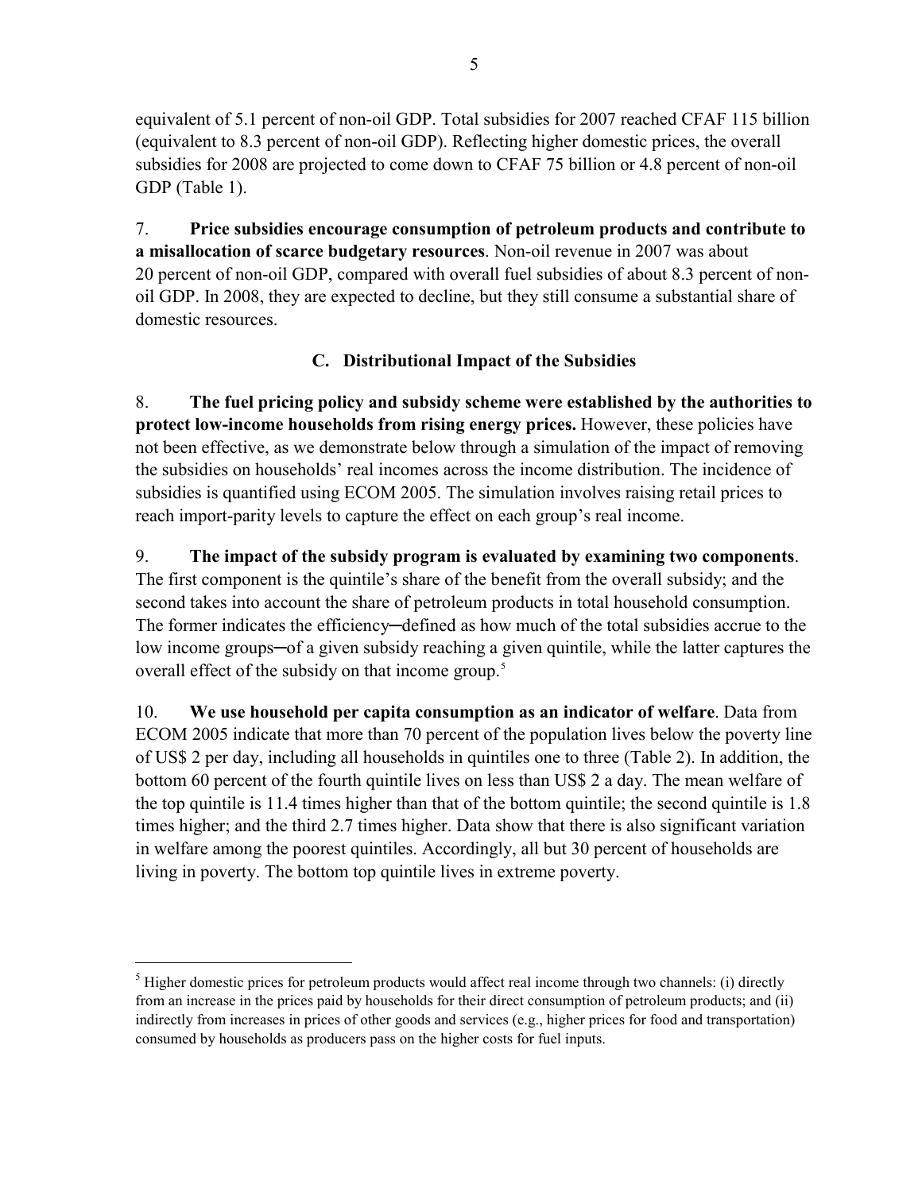equivalent of 5.1 percent of non-oil GDP. Total subsidies for 2007 reached CFAF 115 billion (equivalent to 8.3 percent of non-oil GDP). Reflecting higher domestic prices, the overall subsidies for 2008 are projected to come down to CFAF 75 billion or 4.8 percent of non-oil GDP (Table 1).

7. **Price subsidies encourage consumption of petroleum products and contribute to a misallocation of scarce budgetary resources**. Non-oil revenue in 2007 was about 20 percent of non-oil GDP, compared with overall fuel subsidies of about 8.3 percent of non-oil GDP. In 2008, they are expected to decline, but they still consume a substantial share of domestic resources.

### C. Distributional Impact of the Subsidies

8. **The fuel pricing policy and subsidy scheme were established by the authorities to protect low-income households from rising energy prices.** However, these policies have not been effective, as we demonstrate below through a simulation of the impact of removing the subsidies on households' real incomes across the income distribution. The incidence of subsidies is quantified using ECOM 2005. The simulation involves raising retail prices to reach import-parity levels to capture the effect on each group's real income.

9. **The impact of the subsidy program is evaluated by examining two components**. The first component is the quintile's share of the benefit from the overall subsidy; and the second takes into account the share of petroleum products in total household consumption. The former indicates the efficiency─defined as how much of the total subsidies accrue to the low income groups─of a given subsidy reaching a given quintile, while the latter captures the overall effect of the subsidy on that income group.[5]

10. **We use household per capita consumption as an indicator of welfare**. Data from ECOM 2005 indicate that more than 70 percent of the population lives below the poverty line of US$ 2 per day, including all households in quintiles one to three (Table 2). In addition, the bottom 60 percent of the fourth quintile lives on less than US$ 2 a day. The mean welfare of the top quintile is 11.4 times higher than that of the bottom quintile; the second quintile is 1.8 times higher; and the third 2.7 times higher. Data show that there is also significant variation in welfare among the poorest quintiles. Accordingly, all but 30 percent of households are living in poverty. The bottom top quintile lives in extreme poverty.

---

[5] Higher domestic prices for petroleum products would affect real income through two channels: (i) directly from an increase in the prices paid by households for their direct consumption of petroleum products; and (ii) indirectly from increases in prices of other goods and services (e.g., higher prices for food and transportation) consumed by households as producers pass on the higher costs for fuel inputs.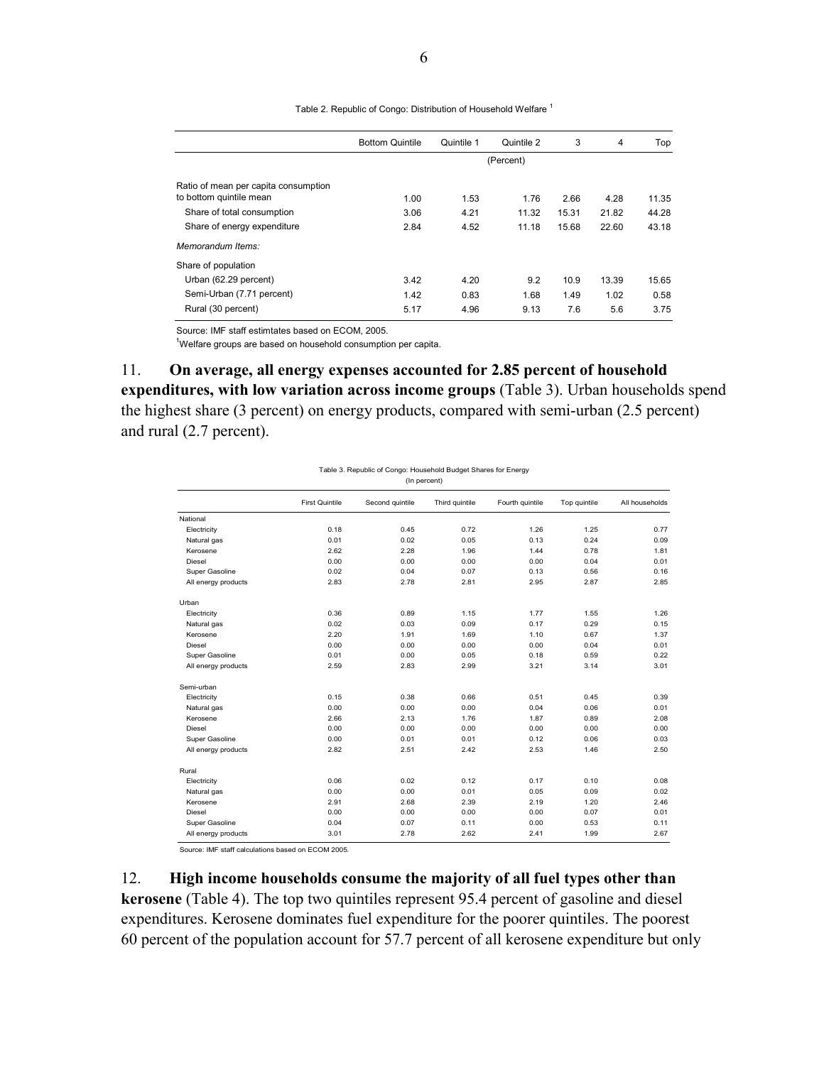Table 2. Republic of Congo: Distribution of Household Welfare [1]

| | Bottom Quintile | Quintile 1 | Quintile 2 | 3 | 4 | Top |
|---|---|---|---|---|---|---|
| | | | (Percent) | | | |
| Ratio of mean per capita consumption to bottom quintile mean | 1.00 | 1.53 | 1.76 | 2.66 | 4.28 | 11.35 |
| Share of total consumption | 3.06 | 4.21 | 11.32 | 15.31 | 21.82 | 44.28 |
| Share of energy expenditure | 2.84 | 4.52 | 11.18 | 15.68 | 22.60 | 43.18 |
| *Memorandum Items:* | | | | | | |
| Share of population | | | | | | |
| Urban (62.29 percent) | 3.42 | 4.20 | 9.2 | 10.9 | 13.39 | 15.65 |
| Semi-Urban (7.71 percent) | 1.42 | 0.83 | 1.68 | 1.49 | 1.02 | 0.58 |
| Rural (30 percent) | 5.17 | 4.96 | 9.13 | 7.6 | 5.6 | 3.75 |

Source: IMF staff estimtates based on ECOM, 2005.

[1]Welfare groups are based on household consumption per capita.

11. **On average, all energy expenses accounted for 2.85 percent of household expenditures, with low variation across income groups** (Table 3). Urban households spend the highest share (3 percent) on energy products, compared with semi-urban (2.5 percent) and rural (2.7 percent).

Table 3. Republic of Congo: Household Budget Shares for Energy
(In percent)

| | First Quintile | Second quintile | Third quintile | Fourth quintile | Top quintile | All households |
|---|---|---|---|---|---|---|
| National | | | | | | |
| Electricity | 0.18 | 0.45 | 0.72 | 1.26 | 1.25 | 0.77 |
| Natural gas | 0.01 | 0.02 | 0.05 | 0.13 | 0.24 | 0.09 |
| Kerosene | 2.62 | 2.28 | 1.96 | 1.44 | 0.78 | 1.81 |
| Diesel | 0.00 | 0.00 | 0.00 | 0.00 | 0.04 | 0.01 |
| Super Gasoline | 0.02 | 0.04 | 0.07 | 0.13 | 0.56 | 0.16 |
| All energy products | 2.83 | 2.78 | 2.81 | 2.95 | 2.87 | 2.85 |
| Urban | | | | | | |
| Electricity | 0.36 | 0.89 | 1.15 | 1.77 | 1.55 | 1.26 |
| Natural gas | 0.02 | 0.03 | 0.09 | 0.17 | 0.29 | 0.15 |
| Kerosene | 2.20 | 1.91 | 1.69 | 1.10 | 0.67 | 1.37 |
| Diesel | 0.00 | 0.00 | 0.00 | 0.00 | 0.04 | 0.01 |
| Super Gasoline | 0.01 | 0.00 | 0.05 | 0.18 | 0.59 | 0.22 |
| All energy products | 2.59 | 2.83 | 2.99 | 3.21 | 3.14 | 3.01 |
| Semi-urban | | | | | | |
| Electricity | 0.15 | 0.38 | 0.66 | 0.51 | 0.45 | 0.39 |
| Natural gas | 0.00 | 0.00 | 0.00 | 0.04 | 0.06 | 0.01 |
| Kerosene | 2.66 | 2.13 | 1.76 | 1.87 | 0.89 | 2.08 |
| Diesel | 0.00 | 0.00 | 0.00 | 0.00 | 0.00 | 0.00 |
| Super Gasoline | 0.00 | 0.01 | 0.01 | 0.12 | 0.06 | 0.03 |
| All energy products | 2.82 | 2.51 | 2.42 | 2.53 | 1.46 | 2.50 |
| Rural | | | | | | |
| Electricity | 0.06 | 0.02 | 0.12 | 0.17 | 0.10 | 0.08 |
| Natural gas | 0.00 | 0.00 | 0.01 | 0.05 | 0.09 | 0.02 |
| Kerosene | 2.91 | 2.68 | 2.39 | 2.19 | 1.20 | 2.46 |
| Diesel | 0.00 | 0.00 | 0.00 | 0.00 | 0.07 | 0.01 |
| Super Gasoline | 0.04 | 0.07 | 0.11 | 0.00 | 0.53 | 0.11 |
| All energy products | 3.01 | 2.78 | 2.62 | 2.41 | 1.99 | 2.67 |

Source: IMF staff calculations based on ECOM 2005.

12. **High income households consume the majority of all fuel types other than kerosene** (Table 4). The top two quintiles represent 95.4 percent of gasoline and diesel expenditures. Kerosene dominates fuel expenditure for the poorer quintiles. The poorest 60 percent of the population account for 57.7 percent of all kerosene expenditure but only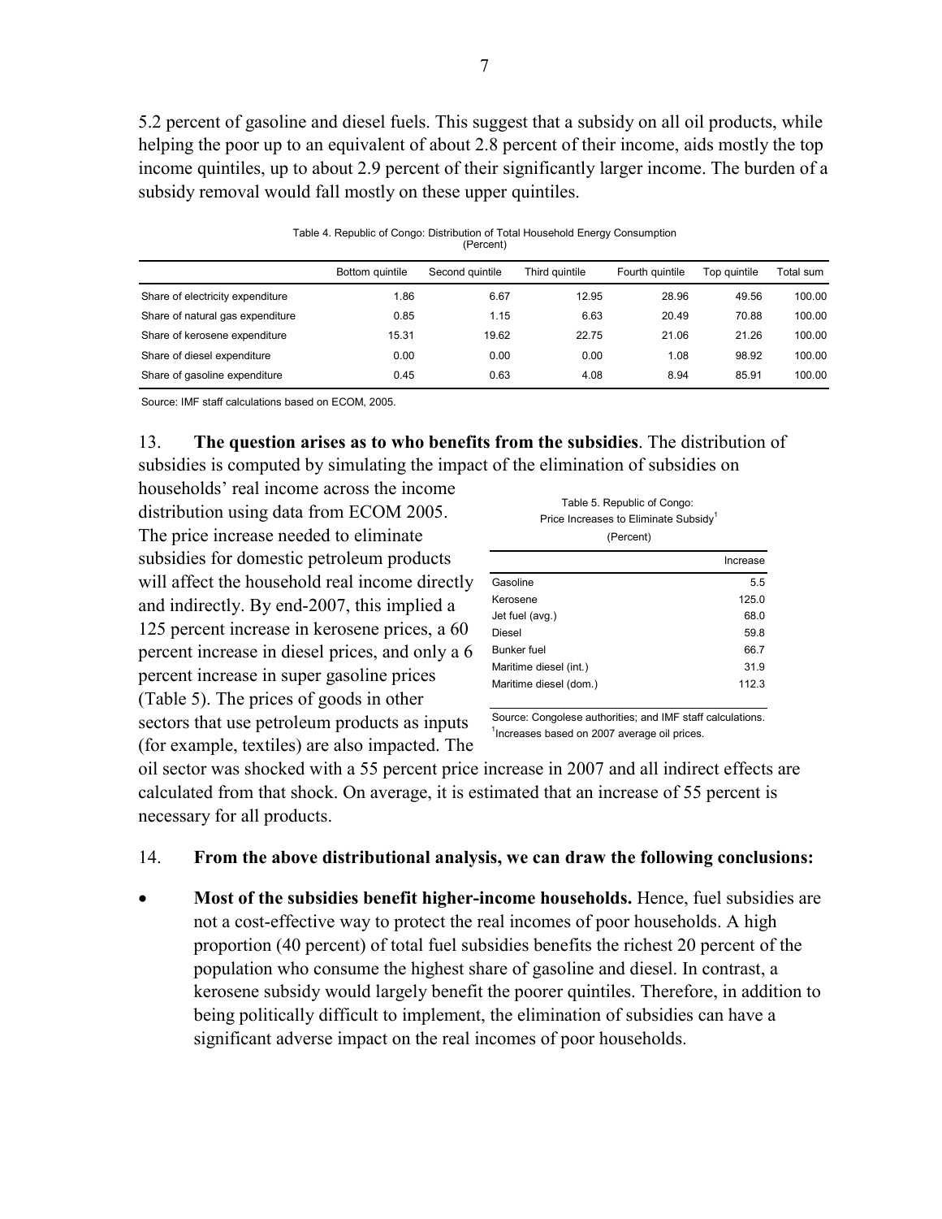5.2 percent of gasoline and diesel fuels. This suggest that a subsidy on all oil products, while helping the poor up to an equivalent of about 2.8 percent of their income, aids mostly the top income quintiles, up to about 2.9 percent of their significantly larger income. The burden of a subsidy removal would fall mostly on these upper quintiles.

Table 4. Republic of Congo: Distribution of Total Household Energy Consumption
(Percent)

| | Bottom quintile | Second quintile | Third quintile | Fourth quintile | Top quintile | Total sum |
|---|---|---|---|---|---|---|
| Share of electricity expenditure | 1.86 | 6.67 | 12.95 | 28.96 | 49.56 | 100.00 |
| Share of natural gas expenditure | 0.85 | 1.15 | 6.63 | 20.49 | 70.88 | 100.00 |
| Share of kerosene expenditure | 15.31 | 19.62 | 22.75 | 21.06 | 21.26 | 100.00 |
| Share of diesel expenditure | 0.00 | 0.00 | 0.00 | 1.08 | 98.92 | 100.00 |
| Share of gasoline expenditure | 0.45 | 0.63 | 4.08 | 8.94 | 85.91 | 100.00 |

Source: IMF staff calculations based on ECOM, 2005.

13. **The question arises as to who benefits from the subsidies**. The distribution of subsidies is computed by simulating the impact of the elimination of subsidies on households' real income across the income distribution using data from ECOM 2005. The price increase needed to eliminate subsidies for domestic petroleum products will affect the household real income directly and indirectly. By end-2007, this implied a 125 percent increase in kerosene prices, a 60 percent increase in diesel prices, and only a 6 percent increase in super gasoline prices (Table 5). The prices of goods in other sectors that use petroleum products as inputs (for example, textiles) are also impacted. The oil sector was shocked with a 55 percent price increase in 2007 and all indirect effects are calculated from that shock. On average, it is estimated that an increase of 55 percent is necessary for all products.

Table 5. Republic of Congo:
Price Increases to Eliminate Subsidy[1]
(Percent)

| | Increase |
|---|---|
| Gasoline | 5.5 |
| Kerosene | 125.0 |
| Jet fuel (avg.) | 68.0 |
| Diesel | 59.8 |
| Bunker fuel | 66.7 |
| Maritime diesel (int.) | 31.9 |
| Maritime diesel (dom.) | 112.3 |

Source: Congolese authorities; and IMF staff calculations.
[1]Increases based on 2007 average oil prices.

14. **From the above distributional analysis, we can draw the following conclusions:**

- **Most of the subsidies benefit higher-income households.** Hence, fuel subsidies are not a cost-effective way to protect the real incomes of poor households. A high proportion (40 percent) of total fuel subsidies benefits the richest 20 percent of the population who consume the highest share of gasoline and diesel. In contrast, a kerosene subsidy would largely benefit the poorer quintiles. Therefore, in addition to being politically difficult to implement, the elimination of subsidies can have a significant adverse impact on the real incomes of poor households.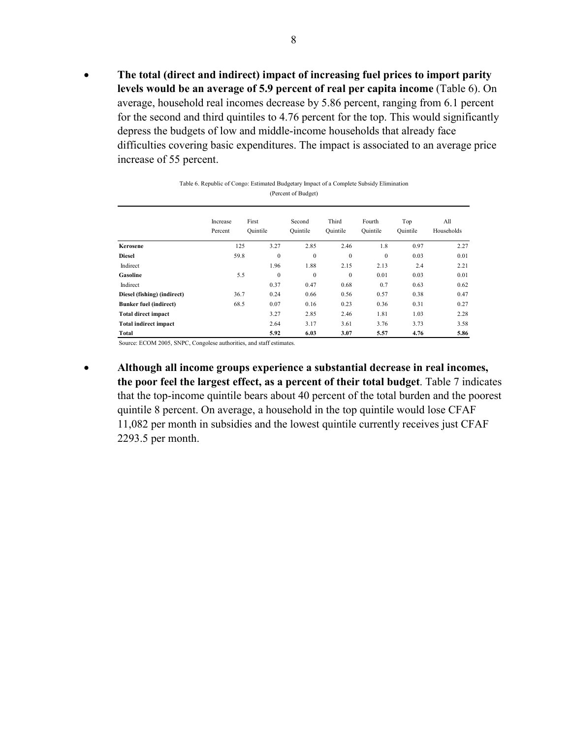- **The total (direct and indirect) impact of increasing fuel prices to import parity levels would be an average of 5.9 percent of real per capita income** (Table 6). On average, household real incomes decrease by 5.86 percent, ranging from 6.1 percent for the second and third quintiles to 4.76 percent for the top. This would significantly depress the budgets of low and middle-income households that already face difficulties covering basic expenditures. The impact is associated to an average price increase of 55 percent.

Table 6. Republic of Congo: Estimated Budgetary Impact of a Complete Subsidy Elimination
(Percent of Budget)

| | Increase Percent | First Quintile | Second Quintile | Third Quintile | Fourth Quintile | Top Quintile | All Households |
|---|---|---|---|---|---|---|---|
| **Kerosene** | 125 | 3.27 | 2.85 | 2.46 | 1.8 | 0.97 | 2.27 |
| **Diesel** | 59.8 | 0 | 0 | 0 | 0 | 0.03 | 0.01 |
| Indirect | | 1.96 | 1.88 | 2.15 | 2.13 | 2.4 | 2.21 |
| **Gasoline** | 5.5 | 0 | 0 | 0 | 0.01 | 0.03 | 0.01 |
| Indirect | | 0.37 | 0.47 | 0.68 | 0.7 | 0.63 | 0.62 |
| **Diesel (fishing) (indirect)** | 36.7 | 0.24 | 0.66 | 0.56 | 0.57 | 0.38 | 0.47 |
| **Bunker fuel (indirect)** | 68.5 | 0.07 | 0.16 | 0.23 | 0.36 | 0.31 | 0.27 |
| **Total direct impact** | | 3.27 | 2.85 | 2.46 | 1.81 | 1.03 | 2.28 |
| **Total indirect impact** | | 2.64 | 3.17 | 3.61 | 3.76 | 3.73 | 3.58 |
| **Total** | | **5.92** | **6.03** | **3.07** | **5.57** | **4.76** | **5.86** |

Source: ECOM 2005, SNPC, Congolese authorities, and staff estimates.

- **Although all income groups experience a substantial decrease in real incomes, the poor feel the largest effect, as a percent of their total budget**. Table 7 indicates that the top-income quintile bears about 40 percent of the total burden and the poorest quintile 8 percent. On average, a household in the top quintile would lose CFAF 11,082 per month in subsidies and the lowest quintile currently receives just CFAF 2293.5 per month.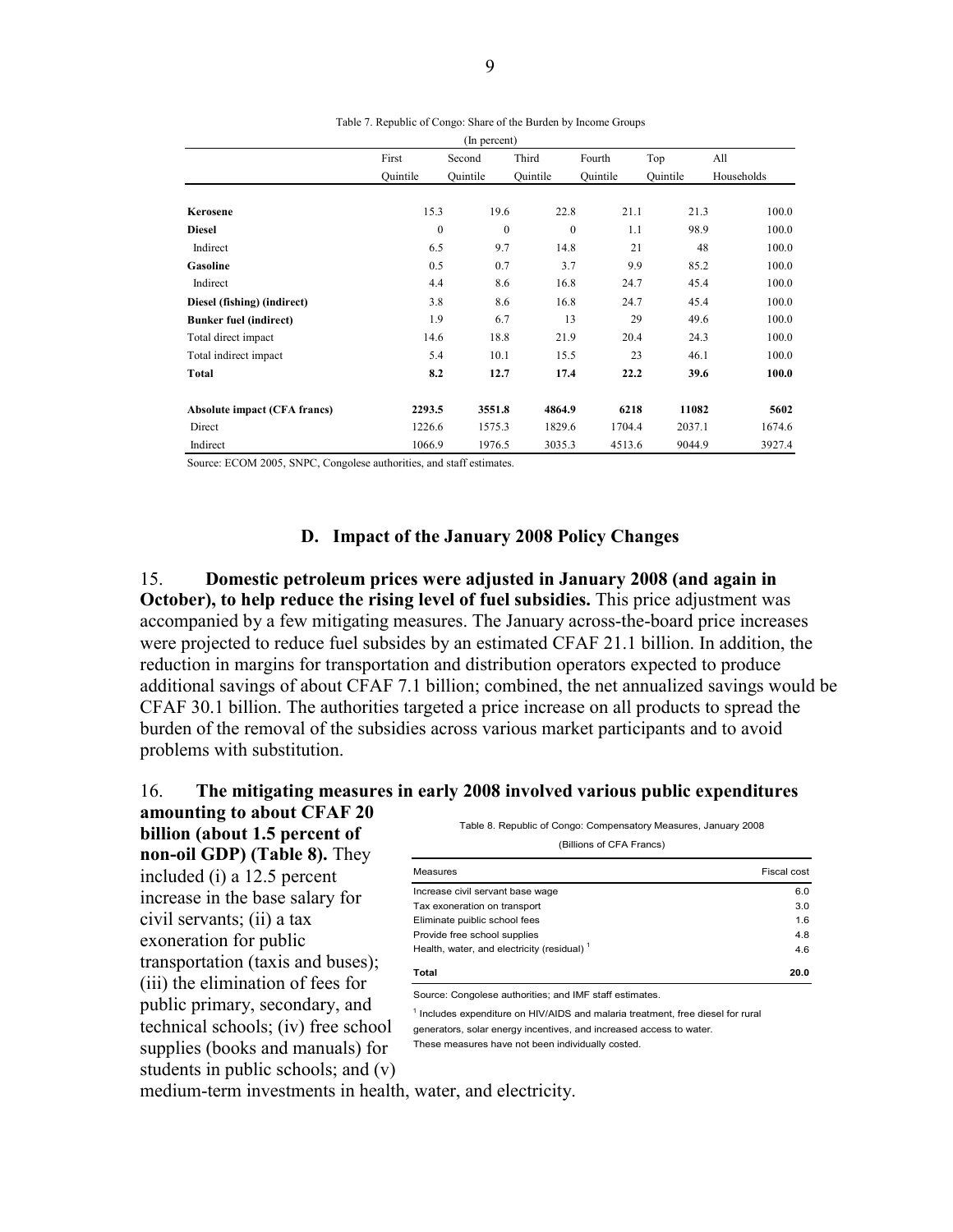Table 7. Republic of Congo: Share of the Burden by Income Groups

(In percent)

| | First Quintile | Second Quintile | Third Quintile | Fourth Quintile | Top Quintile | All Households |
|---|---|---|---|---|---|---|
| **Kerosene** | 15.3 | 19.6 | 22.8 | 21.1 | 21.3 | 100.0 |
| **Diesel** | 0 | 0 | 0 | 1.1 | 98.9 | 100.0 |
| Indirect | 6.5 | 9.7 | 14.8 | 21 | 48 | 100.0 |
| **Gasoline** | 0.5 | 0.7 | 3.7 | 9.9 | 85.2 | 100.0 |
| Indirect | 4.4 | 8.6 | 16.8 | 24.7 | 45.4 | 100.0 |
| **Diesel (fishing) (indirect)** | 3.8 | 8.6 | 16.8 | 24.7 | 45.4 | 100.0 |
| **Bunker fuel (indirect)** | 1.9 | 6.7 | 13 | 29 | 49.6 | 100.0 |
| Total direct impact | 14.6 | 18.8 | 21.9 | 20.4 | 24.3 | 100.0 |
| Total indirect impact | 5.4 | 10.1 | 15.5 | 23 | 46.1 | 100.0 |
| **Total** | **8.2** | **12.7** | **17.4** | **22.2** | **39.6** | **100.0** |
| | | | | | | |
| **Absolute impact (CFA francs)** | **2293.5** | **3551.8** | **4864.9** | **6218** | **11082** | **5602** |
| Direct | 1226.6 | 1575.3 | 1829.6 | 1704.4 | 2037.1 | 1674.6 |
| Indirect | 1066.9 | 1976.5 | 3035.3 | 4513.6 | 9044.9 | 3927.4 |

Source: ECOM 2005, SNPC, Congolese authorities, and staff estimates.

## D. Impact of the January 2008 Policy Changes

15. **Domestic petroleum prices were adjusted in January 2008 (and again in October), to help reduce the rising level of fuel subsidies.** This price adjustment was accompanied by a few mitigating measures. The January across-the-board price increases were projected to reduce fuel subsides by an estimated CFAF 21.1 billion. In addition, the reduction in margins for transportation and distribution operators expected to produce additional savings of about CFAF 7.1 billion; combined, the net annualized savings would be CFAF 30.1 billion. The authorities targeted a price increase on all products to spread the burden of the removal of the subsidies across various market participants and to avoid problems with substitution.

16. **The mitigating measures in early 2008 involved various public expenditures amounting to about CFAF 20 billion (about 1.5 percent of non-oil GDP) (Table 8).** They included (i) a 12.5 percent increase in the base salary for civil servants; (ii) a tax exoneration for public transportation (taxis and buses); (iii) the elimination of fees for public primary, secondary, and technical schools; (iv) free school supplies (books and manuals) for students in public schools; and (v) medium-term investments in health, water, and electricity.

Table 8. Republic of Congo: Compensatory Measures, January 2008

(Billions of CFA Francs)

| Measures | Fiscal cost |
|---|---|
| Increase civil servant base wage | 6.0 |
| Tax exoneration on transport | 3.0 |
| Eliminate puiblic school fees | 1.6 |
| Provide free school supplies | 4.8 |
| Health, water, and electricity (residual) [1] | 4.6 |
| **Total** | **20.0** |

Source: Congolese authorities; and IMF staff estimates.

[1] Includes expenditure on HIV/AIDS and malaria treatment, free diesel for rural generators, solar energy incentives, and increased access to water. These measures have not been individually costed.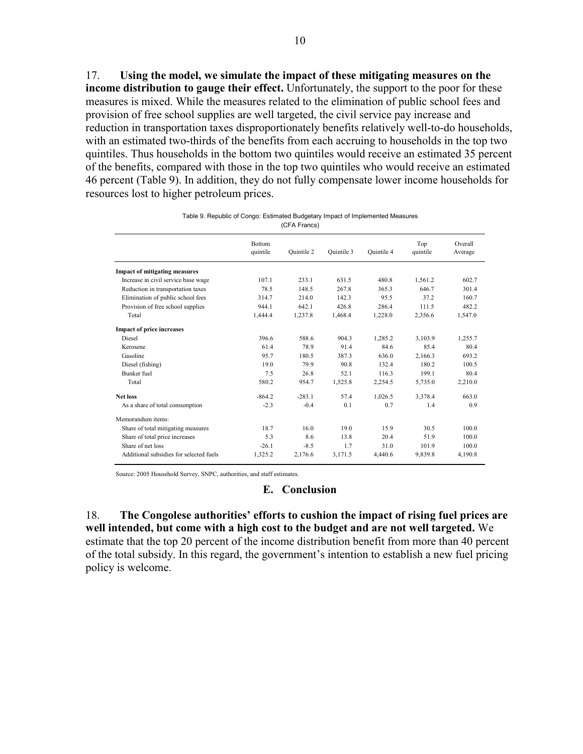17. **Using the model, we simulate the impact of these mitigating measures on the income distribution to gauge their effect.** Unfortunately, the support to the poor for these measures is mixed. While the measures related to the elimination of public school fees and provision of free school supplies are well targeted, the civil service pay increase and reduction in transportation taxes disproportionately benefits relatively well-to-do households, with an estimated two-thirds of the benefits from each accruing to households in the top two quintiles. Thus households in the bottom two quintiles would receive an estimated 35 percent of the benefits, compared with those in the top two quintiles who would receive an estimated 46 percent (Table 9). In addition, they do not fully compensate lower income households for resources lost to higher petroleum prices.

Table 9. Republic of Congo: Estimated Budgetary Impact of Implemented Measures
(CFA Francs)

| | Bottom quintile | Quintile 2 | Quintile 3 | Quintile 4 | Top quintile | Overall Average |
|---|---|---|---|---|---|---|
| **Impact of mitigating measures** | | | | | | |
| Increase in civil service base wage | 107.1 | 233.1 | 631.5 | 480.8 | 1,561.2 | 602.7 |
| Reduction in transportation taxes | 78.5 | 148.5 | 267.8 | 365.3 | 646.7 | 301.4 |
| Elimination of public school fees | 314.7 | 214.0 | 142.3 | 95.5 | 37.2 | 160.7 |
| Provision of free school supplies | 944.1 | 642.1 | 426.8 | 286.4 | 111.5 | 482.2 |
| Total | 1,444.4 | 1,237.8 | 1,468.4 | 1,228.0 | 2,356.6 | 1,547.0 |
| **Impact of price increases** | | | | | | |
| Diesel | 396.6 | 588.6 | 904.3 | 1,285.2 | 3,103.9 | 1,255.7 |
| Kerosene | 61.4 | 78.9 | 91.4 | 84.6 | 85.4 | 80.4 |
| Gasoline | 95.7 | 180.5 | 387.3 | 636.0 | 2,166.3 | 693.2 |
| Diesel (fishing) | 19.0 | 79.9 | 90.8 | 132.4 | 180.2 | 100.5 |
| Bunker fuel | 7.5 | 26.8 | 52.1 | 116.3 | 199.1 | 80.4 |
| Total | 580.2 | 954.7 | 1,525.8 | 2,254.5 | 5,735.0 | 2,210.0 |
| **Net loss** | -864.2 | -283.1 | 57.4 | 1,026.5 | 3,378.4 | 663.0 |
| As a share of total consumption | -2.3 | -0.4 | 0.1 | 0.7 | 1.4 | 0.9 |
| Memorandum items: | | | | | | |
| Share of total mitigating measures | 18.7 | 16.0 | 19.0 | 15.9 | 30.5 | 100.0 |
| Share of total price increases | 5.3 | 8.6 | 13.8 | 20.4 | 51.9 | 100.0 |
| Share of net loss | -26.1 | -8.5 | 1.7 | 31.0 | 101.9 | 100.0 |
| Additional subsidies for selected fuels | 1,325.2 | 2,176.6 | 3,171.5 | 4,440.6 | 9,839.8 | 4,190.8 |

Source: 2005 Household Survey, SNPC, authorities, and staff estimates.

## E. Conclusion

18. **The Congolese authorities' efforts to cushion the impact of rising fuel prices are well intended, but come with a high cost to the budget and are not well targeted.** We estimate that the top 20 percent of the income distribution benefit from more than 40 percent of the total subsidy. In this regard, the government's intention to establish a new fuel pricing policy is welcome.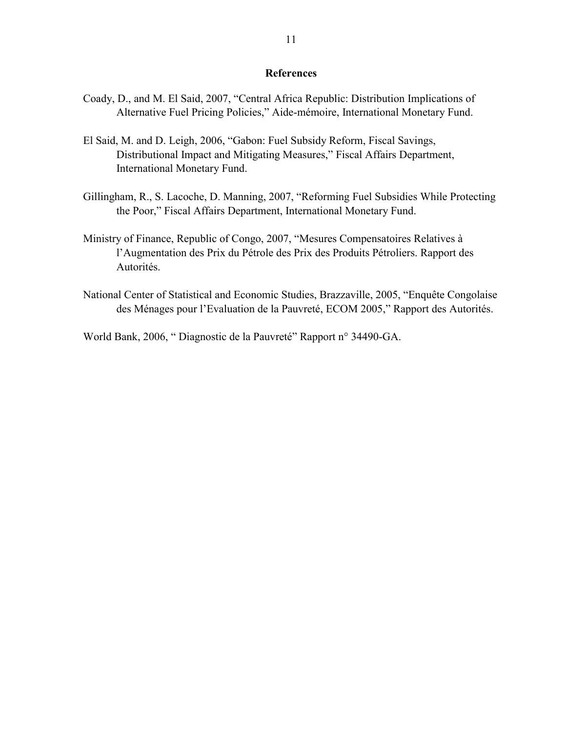## References

Coady, D., and M. El Said, 2007, "Central Africa Republic: Distribution Implications of Alternative Fuel Pricing Policies," Aide-mémoire, International Monetary Fund.

El Said, M. and D. Leigh, 2006, "Gabon: Fuel Subsidy Reform, Fiscal Savings, Distributional Impact and Mitigating Measures," Fiscal Affairs Department, International Monetary Fund.

Gillingham, R., S. Lacoche, D. Manning, 2007, "Reforming Fuel Subsidies While Protecting the Poor," Fiscal Affairs Department, International Monetary Fund.

Ministry of Finance, Republic of Congo, 2007, "Mesures Compensatoires Relatives à l'Augmentation des Prix du Pétrole des Prix des Produits Pétroliers. Rapport des Autorités.

National Center of Statistical and Economic Studies, Brazzaville, 2005, "Enquête Congolaise des Ménages pour l'Evaluation de la Pauvreté, ECOM 2005," Rapport des Autorités.

World Bank, 2006, " Diagnostic de la Pauvreté" Rapport n° 34490-GA.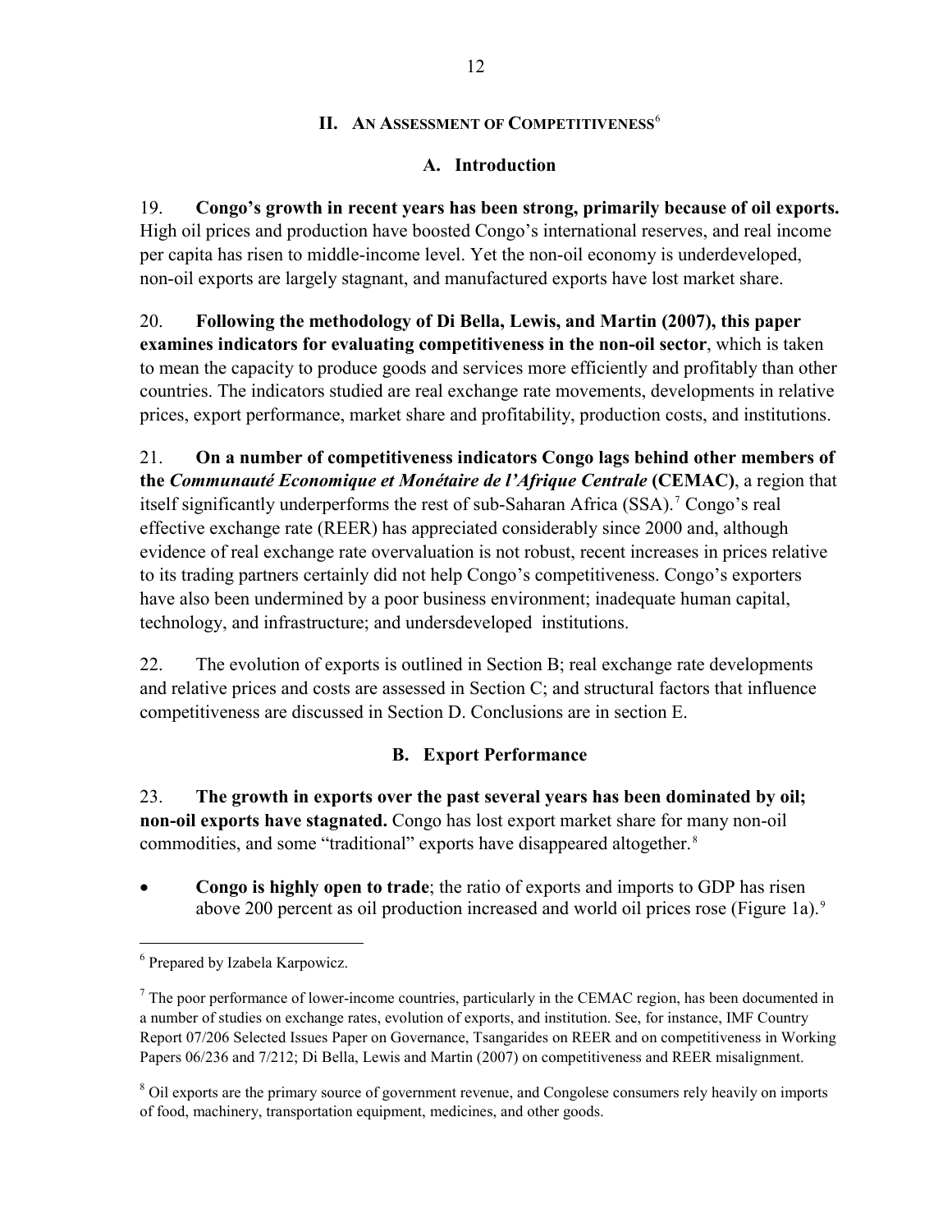## II. AN ASSESSMENT OF COMPETITIVENESS[6]

### A. Introduction

19. **Congo's growth in recent years has been strong, primarily because of oil exports.** High oil prices and production have boosted Congo's international reserves, and real income per capita has risen to middle-income level. Yet the non-oil economy is underdeveloped, non-oil exports are largely stagnant, and manufactured exports have lost market share.

20. **Following the methodology of Di Bella, Lewis, and Martin (2007), this paper examines indicators for evaluating competitiveness in the non-oil sector**, which is taken to mean the capacity to produce goods and services more efficiently and profitably than other countries. The indicators studied are real exchange rate movements, developments in relative prices, export performance, market share and profitability, production costs, and institutions.

21. **On a number of competitiveness indicators Congo lags behind other members of the *Communauté Economique et Monétaire de l'Afrique Centrale* (CEMAC)**, a region that itself significantly underperforms the rest of sub-Saharan Africa (SSA).[7] Congo's real effective exchange rate (REER) has appreciated considerably since 2000 and, although evidence of real exchange rate overvaluation is not robust, recent increases in prices relative to its trading partners certainly did not help Congo's competitiveness. Congo's exporters have also been undermined by a poor business environment; inadequate human capital, technology, and infrastructure; and undersdeveloped institutions.

22. The evolution of exports is outlined in Section B; real exchange rate developments and relative prices and costs are assessed in Section C; and structural factors that influence competitiveness are discussed in Section D. Conclusions are in section E.

### B. Export Performance

23. **The growth in exports over the past several years has been dominated by oil; non-oil exports have stagnated.** Congo has lost export market share for many non-oil commodities, and some "traditional" exports have disappeared altogether.[8]

- **Congo is highly open to trade**; the ratio of exports and imports to GDP has risen above 200 percent as oil production increased and world oil prices rose (Figure 1a).[9]

---

[6] Prepared by Izabela Karpowicz.

[7] The poor performance of lower-income countries, particularly in the CEMAC region, has been documented in a number of studies on exchange rates, evolution of exports, and institution. See, for instance, IMF Country Report 07/206 Selected Issues Paper on Governance, Tsangarides on REER and on competitiveness in Working Papers 06/236 and 7/212; Di Bella, Lewis and Martin (2007) on competitiveness and REER misalignment.

[8] Oil exports are the primary source of government revenue, and Congolese consumers rely heavily on imports of food, machinery, transportation equipment, medicines, and other goods.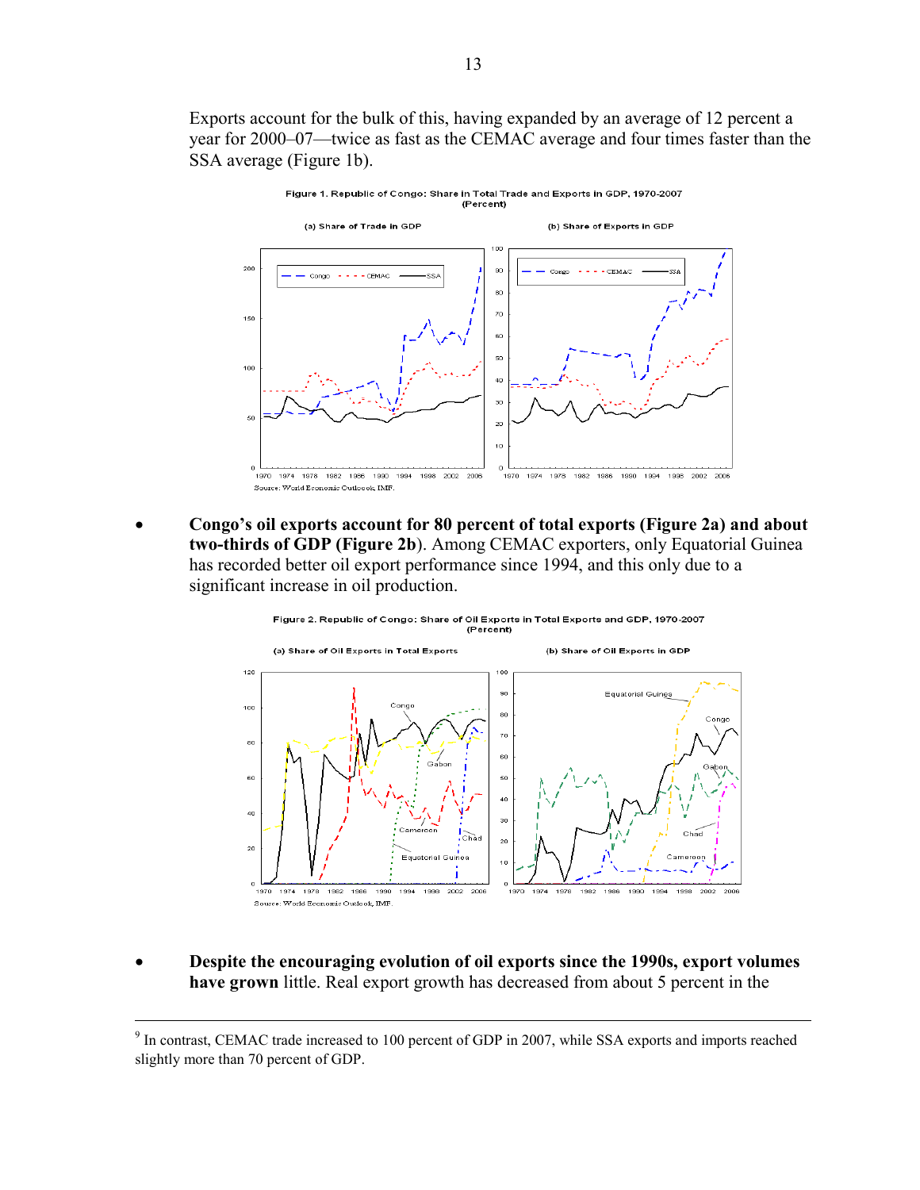Exports account for the bulk of this, having expanded by an average of 12 percent a year for 2000–07—twice as fast as the CEMAC average and four times faster than the SSA average (Figure 1b).

Figure 1. Republic of Congo: Share in Total Trade and Exports in GDP, 1970-2007
(Percent)

(a) Share of Trade in GDP

(b) Share of Exports in GDP

Source: World Economic Outlook, IMF.

- **Congo's oil exports account for 80 percent of total exports (Figure 2a) and about two-thirds of GDP (Figure 2b**). Among CEMAC exporters, only Equatorial Guinea has recorded better oil export performance since 1994, and this only due to a significant increase in oil production.

Figure 2. Republic of Congo: Share of Oil Exports in Total Exports and GDP, 1970-2007
(Percent)

(a) Share of Oil Exports in Total Exports

(b) Share of Oil Exports in GDP

Source: World Economic Outlook, IMF.

- **Despite the encouraging evolution of oil exports since the 1990s, export volumes have grown** little. Real export growth has decreased from about 5 percent in the

---

[9] In contrast, CEMAC trade increased to 100 percent of GDP in 2007, while SSA exports and imports reached slightly more than 70 percent of GDP.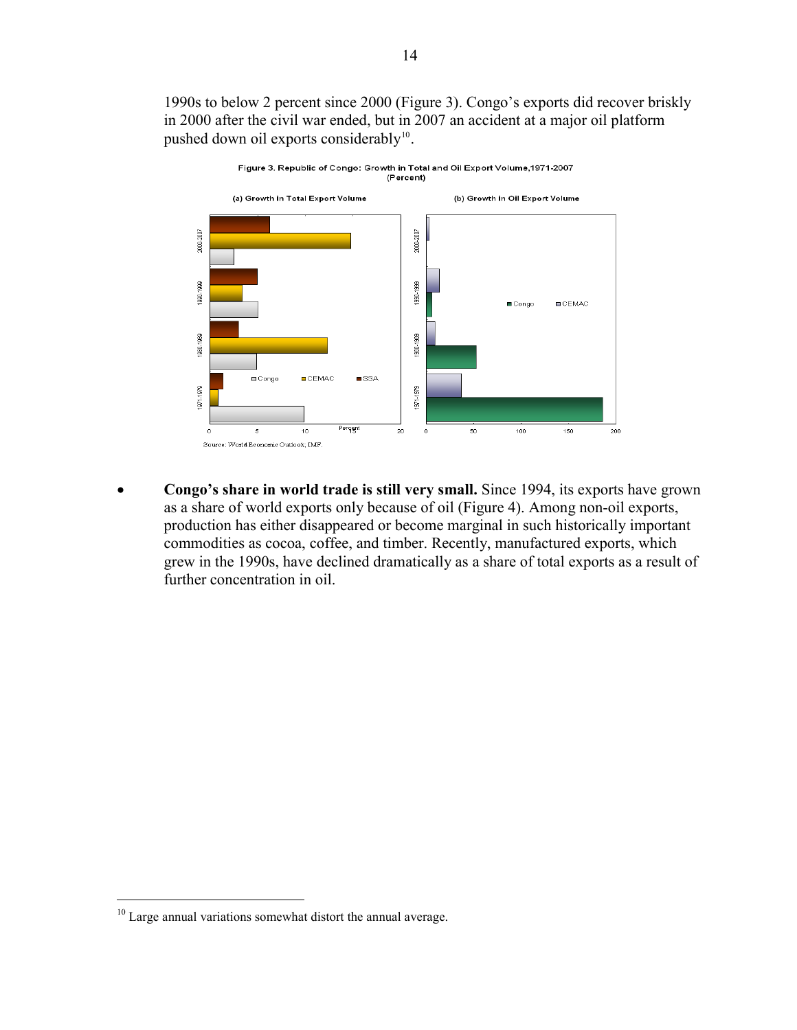1990s to below 2 percent since 2000 (Figure 3). Congo's exports did recover briskly in 2000 after the civil war ended, but in 2007 an accident at a major oil platform pushed down oil exports considerably[10].

Figure 3. Republic of Congo: Growth in Total and Oil Export Volume,1971-2007 (Percent)

(a) Growth in Total Export Volume

(b) Growth in Oil Export Volume

Source: World Economic Outlook, IMF.

- **Congo's share in world trade is still very small.** Since 1994, its exports have grown as a share of world exports only because of oil (Figure 4). Among non-oil exports, production has either disappeared or become marginal in such historically important commodities as cocoa, coffee, and timber. Recently, manufactured exports, which grew in the 1990s, have declined dramatically as a share of total exports as a result of further concentration in oil.

---

[10] Large annual variations somewhat distort the annual average.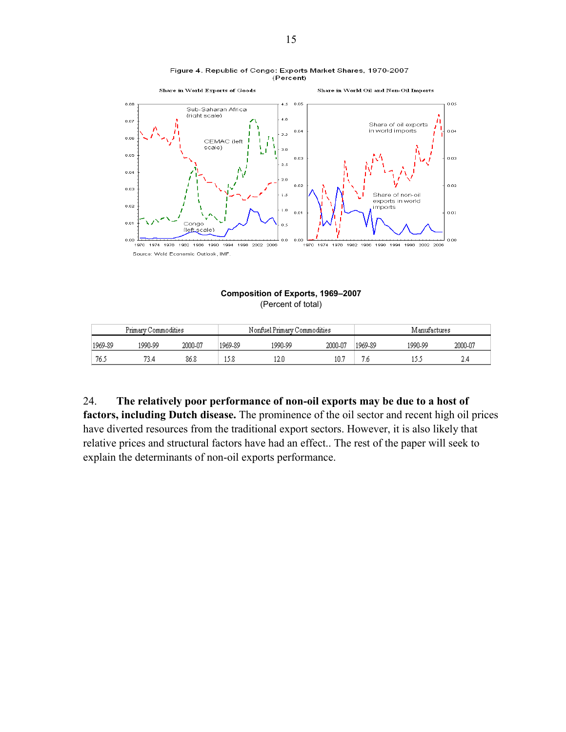Figure 4. Republic of Congo: Exports Market Shares, 1970-2007
(Percent)

Source: Weld Economic Outlook, IMF.

**Composition of Exports, 1969–2007**
(Percent of total)

| Primary Commodities | | | Nonfuel Primary Commodities | | | Manufactures | | |
|---|---|---|---|---|---|---|---|---|
| 1969-89 | 1990-99 | 2000-07 | 1969-89 | 1990-99 | 2000-07 | 1969-89 | 1990-99 | 2000-07 |
| 76.5 | 73.4 | 86.8 | 15.8 | 12.0 | 10.7 | 7.6 | 15.5 | 2.4 |

24. **The relatively poor performance of non-oil exports may be due to a host of factors, including Dutch disease.** The prominence of the oil sector and recent high oil prices have diverted resources from the traditional export sectors. However, it is also likely that relative prices and structural factors have had an effect.. The rest of the paper will seek to explain the determinants of non-oil exports performance.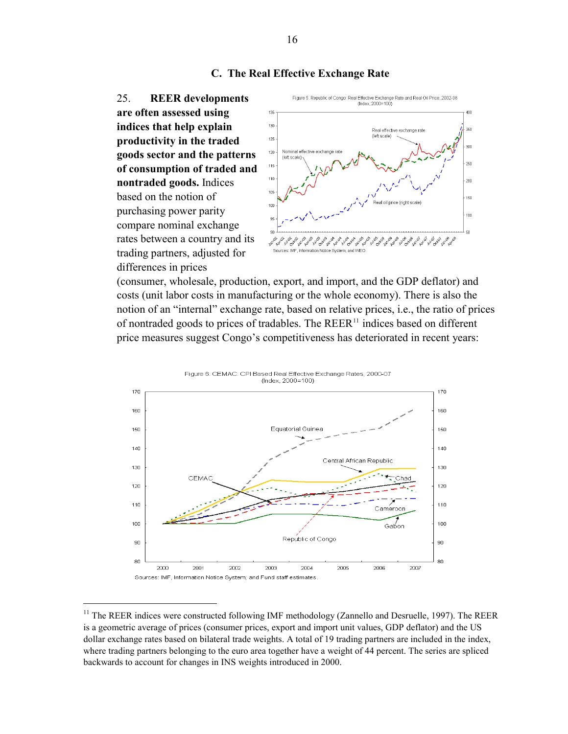### C. The Real Effective Exchange Rate

25. **REER developments are often assessed using indices that help explain productivity in the traded goods sector and the patterns of consumption of traded and nontraded goods.** Indices based on the notion of purchasing power parity compare nominal exchange rates between a country and its trading partners, adjusted for differences in prices (consumer, wholesale, production, export, and import, and the GDP deflator) and costs (unit labor costs in manufacturing or the whole economy). There is also the notion of an "internal" exchange rate, based on relative prices, i.e., the ratio of prices of nontraded goods to prices of tradables. The REER[11] indices based on different price measures suggest Congo's competitiveness has deteriorated in recent years:

Figure 5. Republic of Congo: Real Effective Exchange Rate and Real Oil Price, 2002-08 (Index, 2000=100)

Sources: IMF, Information Notice System; and WEO.

Figure 6. CEMAC: CPI Based Real Effective Exchange Rates, 2000-07 (Index, 2000=100)

Sources: IMF, Information Notice System; and Fund staff estimates.

[11] The REER indices were constructed following IMF methodology (Zannello and Desruelle, 1997). The REER is a geometric average of prices (consumer prices, export and import unit values, GDP deflator) and the US dollar exchange rates based on bilateral trade weights. A total of 19 trading partners are included in the index, where trading partners belonging to the euro area together have a weight of 44 percent. The series are spliced backwards to account for changes in INS weights introduced in 2000.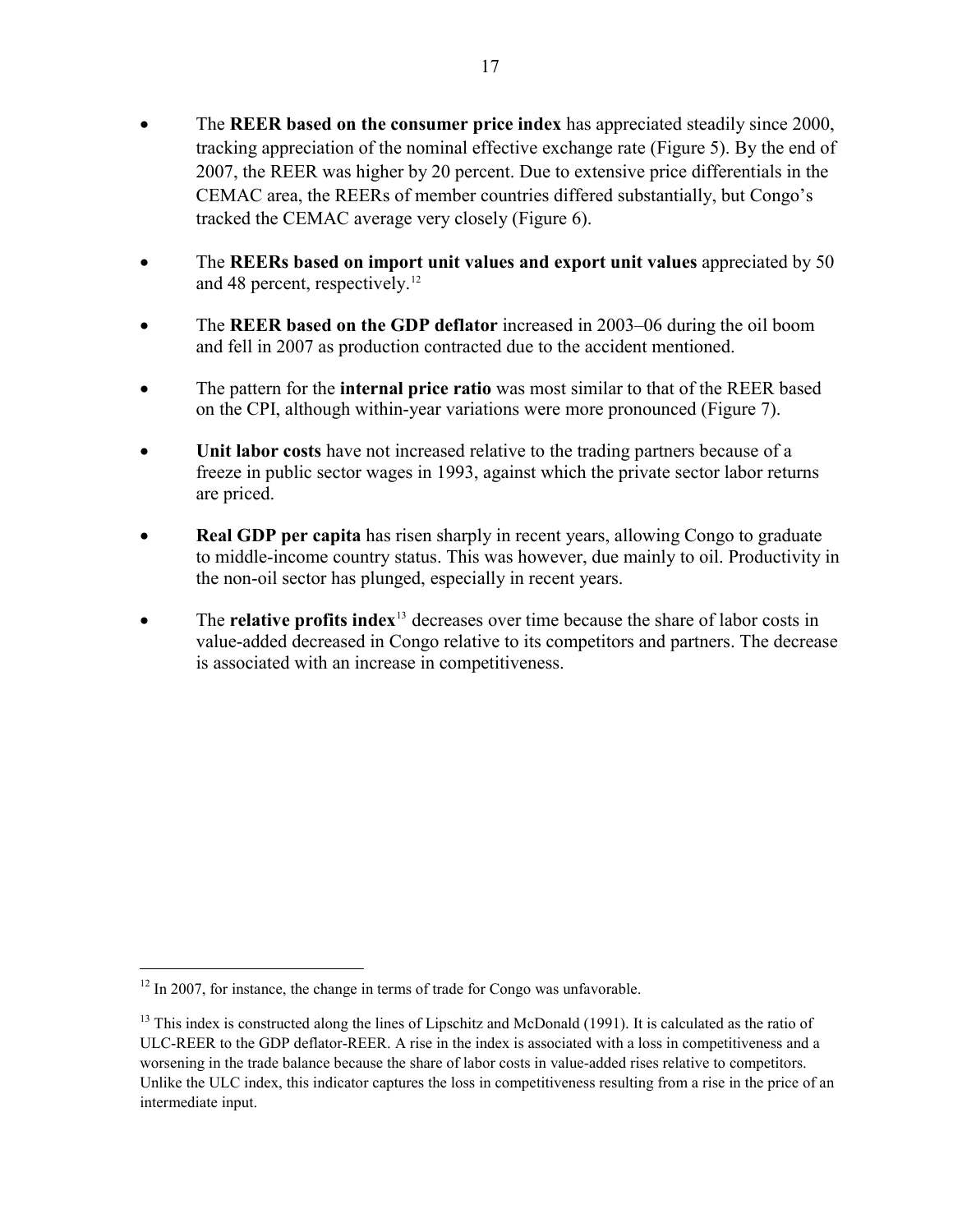- The **REER based on the consumer price index** has appreciated steadily since 2000, tracking appreciation of the nominal effective exchange rate (Figure 5). By the end of 2007, the REER was higher by 20 percent. Due to extensive price differentials in the CEMAC area, the REERs of member countries differed substantially, but Congo's tracked the CEMAC average very closely (Figure 6).

- The **REERs based on import unit values and export unit values** appreciated by 50 and 48 percent, respectively.[12]

- The **REER based on the GDP deflator** increased in 2003–06 during the oil boom and fell in 2007 as production contracted due to the accident mentioned.

- The pattern for the **internal price ratio** was most similar to that of the REER based on the CPI, although within-year variations were more pronounced (Figure 7).

- **Unit labor costs** have not increased relative to the trading partners because of a freeze in public sector wages in 1993, against which the private sector labor returns are priced.

- **Real GDP per capita** has risen sharply in recent years, allowing Congo to graduate to middle-income country status. This was however, due mainly to oil. Productivity in the non-oil sector has plunged, especially in recent years.

- The **relative profits index**[13] decreases over time because the share of labor costs in value-added decreased in Congo relative to its competitors and partners. The decrease is associated with an increase in competitiveness.

---

[12] In 2007, for instance, the change in terms of trade for Congo was unfavorable.

[13] This index is constructed along the lines of Lipschitz and McDonald (1991). It is calculated as the ratio of ULC-REER to the GDP deflator-REER. A rise in the index is associated with a loss in competitiveness and a worsening in the trade balance because the share of labor costs in value-added rises relative to competitors. Unlike the ULC index, this indicator captures the loss in competitiveness resulting from a rise in the price of an intermediate input.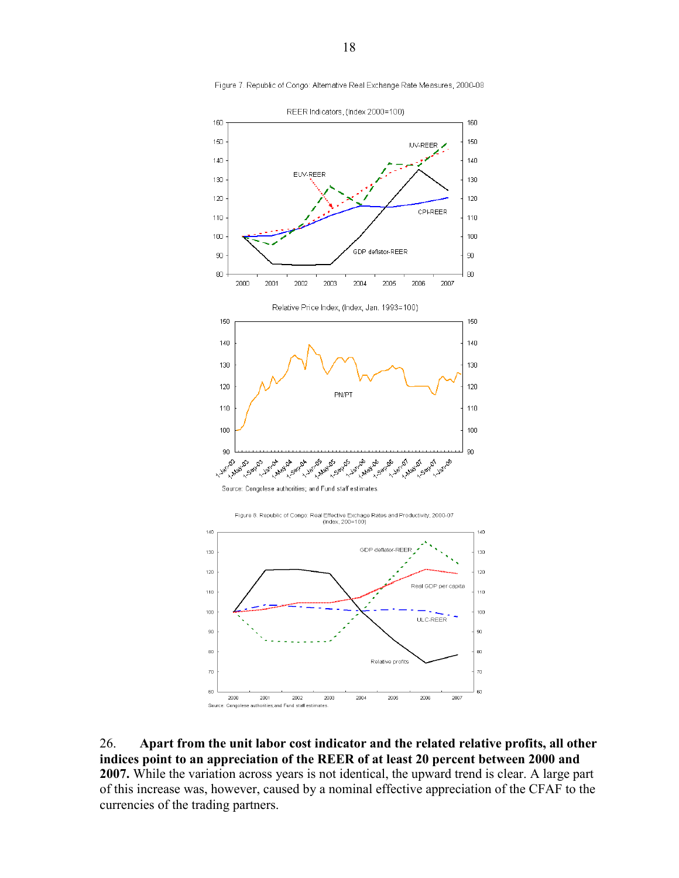Figure 7. Republic of Congo: Alternative Real Exchange Rate Measures, 2000-08

REER Indicators, (Index 2000=100)

Relative Price Index, (Index, Jan. 1993=100)

Source: Congolese authorities; and Fund staff estimates.

Figure 8. Republic of Congo: Real Effective Exchage Rates and Productivity, 2000-07
(index, 200=100)

Source: Congolese authorities; and Fund staff estimates.

26. **Apart from the unit labor cost indicator and the related relative profits, all other indices point to an appreciation of the REER of at least 20 percent between 2000 and 2007.** While the variation across years is not identical, the upward trend is clear. A large part of this increase was, however, caused by a nominal effective appreciation of the CFAF to the currencies of the trading partners.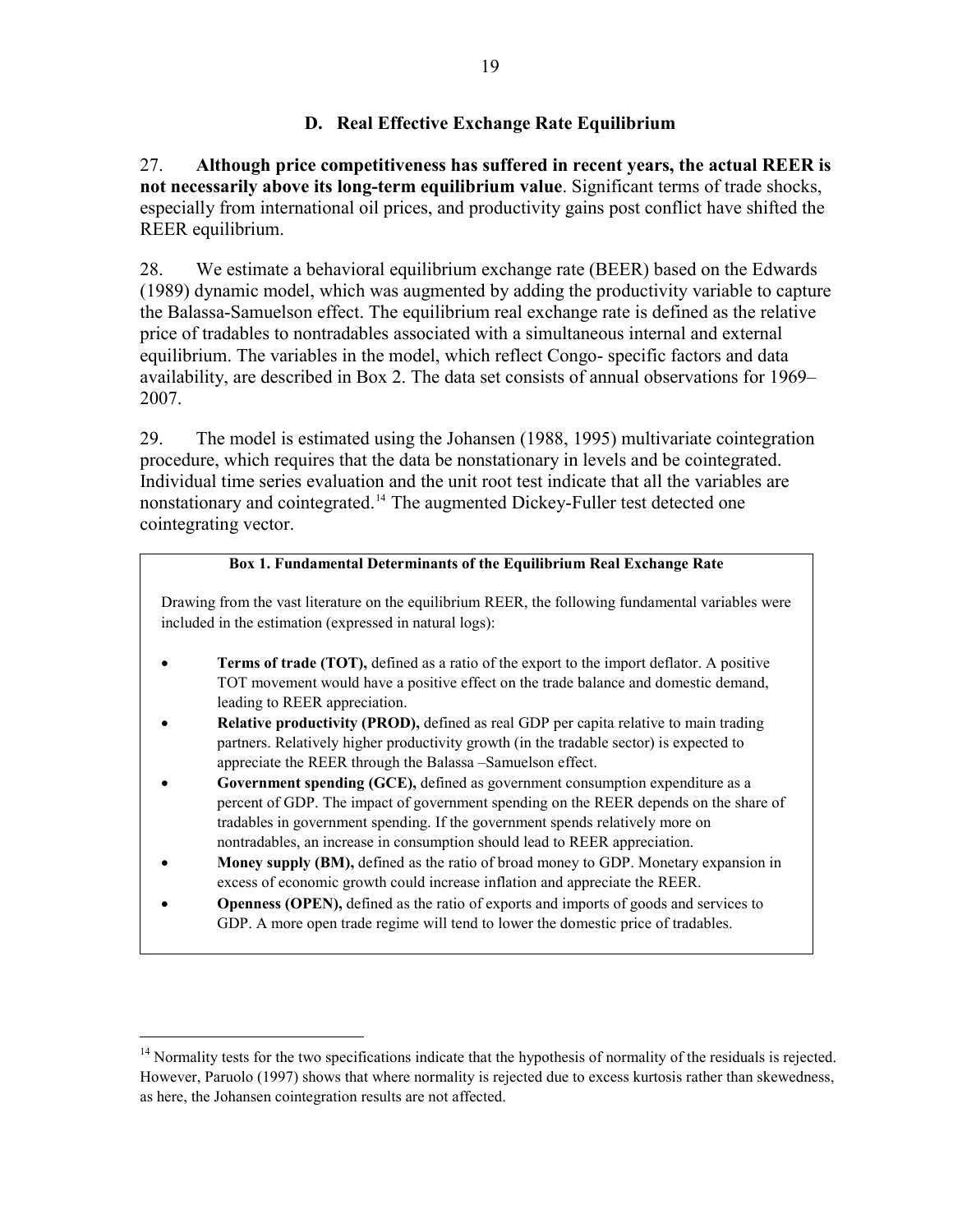### D. Real Effective Exchange Rate Equilibrium

27. **Although price competitiveness has suffered in recent years, the actual REER is not necessarily above its long-term equilibrium value**. Significant terms of trade shocks, especially from international oil prices, and productivity gains post conflict have shifted the REER equilibrium.

28. We estimate a behavioral equilibrium exchange rate (BEER) based on the Edwards (1989) dynamic model, which was augmented by adding the productivity variable to capture the Balassa-Samuelson effect. The equilibrium real exchange rate is defined as the relative price of tradables to nontradables associated with a simultaneous internal and external equilibrium. The variables in the model, which reflect Congo- specific factors and data availability, are described in Box 2. The data set consists of annual observations for 1969–2007.

29. The model is estimated using the Johansen (1988, 1995) multivariate cointegration procedure, which requires that the data be nonstationary in levels and be cointegrated. Individual time series evaluation and the unit root test indicate that all the variables are nonstationary and cointegrated.[14] The augmented Dickey-Fuller test detected one cointegrating vector.

> **Box 1. Fundamental Determinants of the Equilibrium Real Exchange Rate**
>
> Drawing from the vast literature on the equilibrium REER, the following fundamental variables were included in the estimation (expressed in natural logs):
>
> - **Terms of trade (TOT),** defined as a ratio of the export to the import deflator. A positive TOT movement would have a positive effect on the trade balance and domestic demand, leading to REER appreciation.
> - **Relative productivity (PROD),** defined as real GDP per capita relative to main trading partners. Relatively higher productivity growth (in the tradable sector) is expected to appreciate the REER through the Balassa –Samuelson effect.
> - **Government spending (GCE),** defined as government consumption expenditure as a percent of GDP. The impact of government spending on the REER depends on the share of tradables in government spending. If the government spends relatively more on nontradables, an increase in consumption should lead to REER appreciation.
> - **Money supply (BM),** defined as the ratio of broad money to GDP. Monetary expansion in excess of economic growth could increase inflation and appreciate the REER.
> - **Openness (OPEN),** defined as the ratio of exports and imports of goods and services to GDP. A more open trade regime will tend to lower the domestic price of tradables.

---

[14] Normality tests for the two specifications indicate that the hypothesis of normality of the residuals is rejected. However, Paruolo (1997) shows that where normality is rejected due to excess kurtosis rather than skewedness, as here, the Johansen cointegration results are not affected.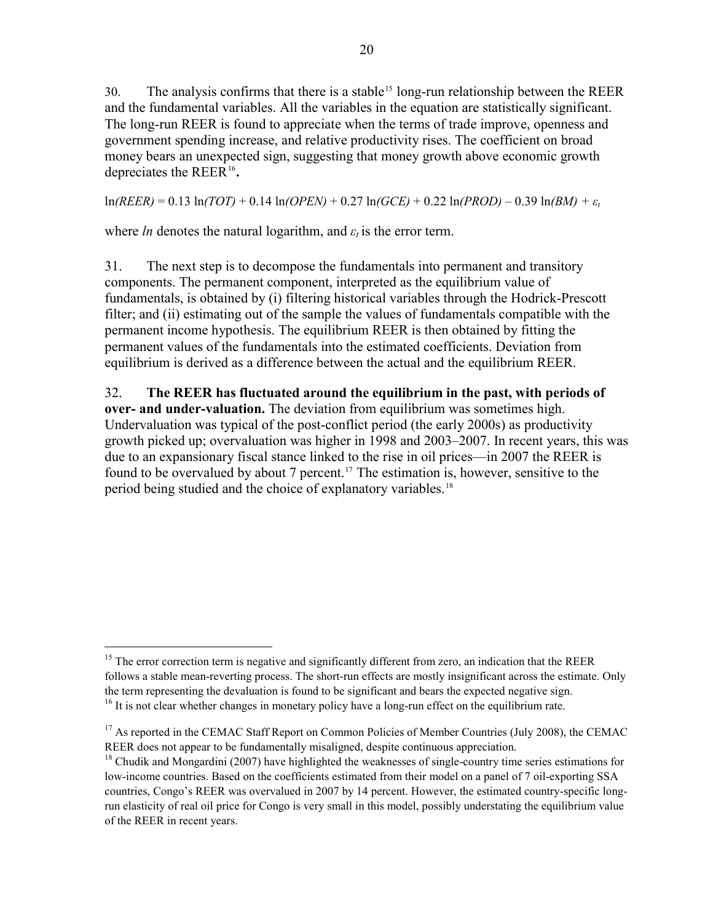30. The analysis confirms that there is a stable[15] long-run relationship between the REER and the fundamental variables. All the variables in the equation are statistically significant. The long-run REER is found to appreciate when the terms of trade improve, openness and government spending increase, and relative productivity rises. The coefficient on broad money bears an unexpected sign, suggesting that money growth above economic growth depreciates the REER[16]**.**

$$\ln(REER) = 0.13 \ln(TOT) + 0.14 \ln(OPEN) + 0.27 \ln(GCE) + 0.22 \ln(PROD) - 0.39 \ln(BM) + \varepsilon_t$$

where *ln* denotes the natural logarithm, and $\varepsilon_t$ is the error term.

31. The next step is to decompose the fundamentals into permanent and transitory components. The permanent component, interpreted as the equilibrium value of fundamentals, is obtained by (i) filtering historical variables through the Hodrick-Prescott filter; and (ii) estimating out of the sample the values of fundamentals compatible with the permanent income hypothesis. The equilibrium REER is then obtained by fitting the permanent values of the fundamentals into the estimated coefficients. Deviation from equilibrium is derived as a difference between the actual and the equilibrium REER.

32. **The REER has fluctuated around the equilibrium in the past, with periods of over- and under-valuation.** The deviation from equilibrium was sometimes high. Undervaluation was typical of the post-conflict period (the early 2000s) as productivity growth picked up; overvaluation was higher in 1998 and 2003–2007. In recent years, this was due to an expansionary fiscal stance linked to the rise in oil prices—in 2007 the REER is found to be overvalued by about 7 percent.[17] The estimation is, however, sensitive to the period being studied and the choice of explanatory variables.[18]

---

[15] The error correction term is negative and significantly different from zero, an indication that the REER follows a stable mean-reverting process. The short-run effects are mostly insignificant across the estimate. Only the term representing the devaluation is found to be significant and bears the expected negative sign.

[16] It is not clear whether changes in monetary policy have a long-run effect on the equilibrium rate.

[17] As reported in the CEMAC Staff Report on Common Policies of Member Countries (July 2008), the CEMAC REER does not appear to be fundamentally misaligned, despite continuous appreciation.

[18] Chudik and Mongardini (2007) have highlighted the weaknesses of single-country time series estimations for low-income countries. Based on the coefficients estimated from their model on a panel of 7 oil-exporting SSA countries, Congo's REER was overvalued in 2007 by 14 percent. However, the estimated country-specific long-run elasticity of real oil price for Congo is very small in this model, possibly understating the equilibrium value of the REER in recent years.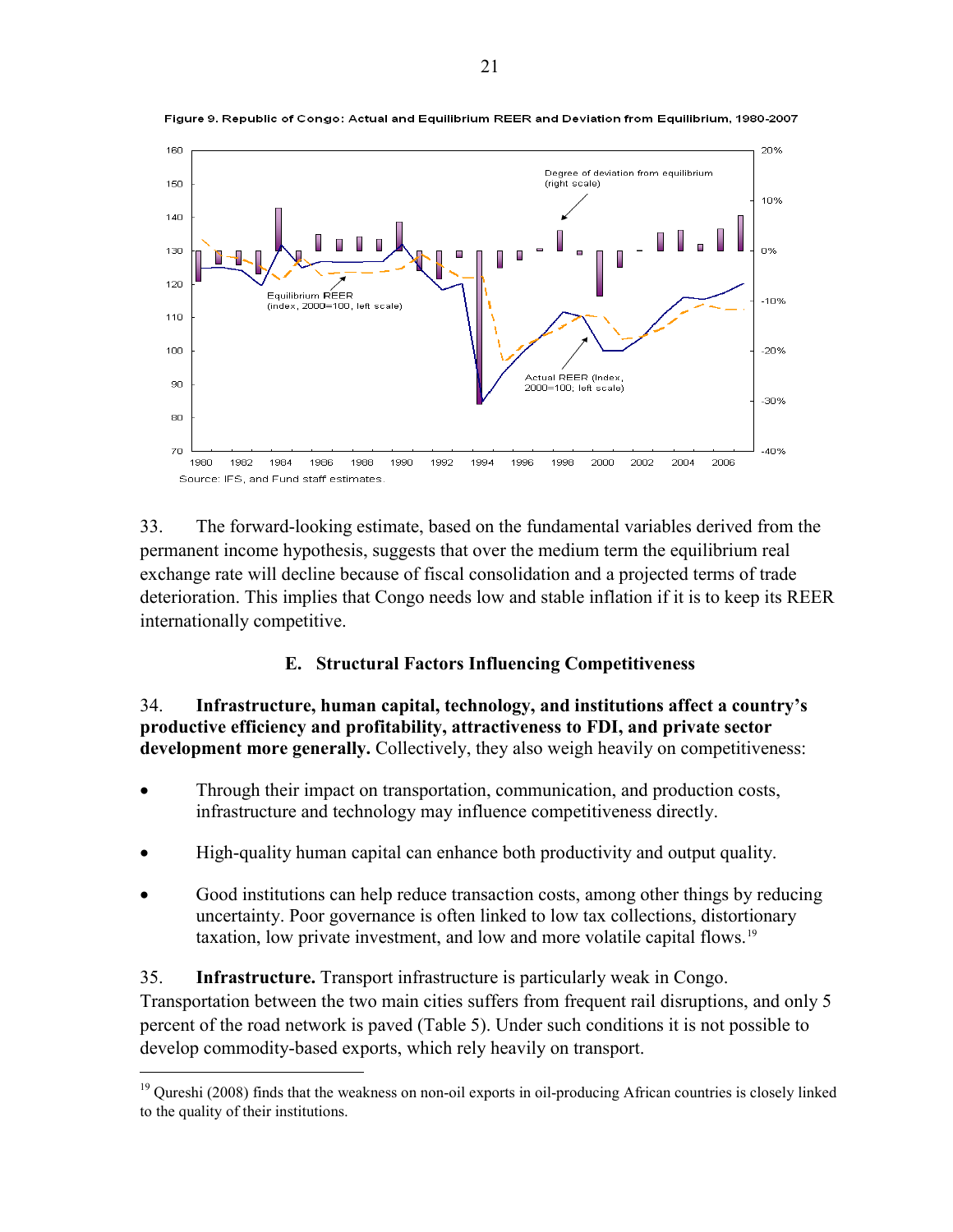Figure 9. Republic of Congo: Actual and Equilibrium REER and Deviation from Equilibrium, 1980-2007

Source: IFS, and Fund staff estimates.

33. The forward-looking estimate, based on the fundamental variables derived from the permanent income hypothesis, suggests that over the medium term the equilibrium real exchange rate will decline because of fiscal consolidation and a projected terms of trade deterioration. This implies that Congo needs low and stable inflation if it is to keep its REER internationally competitive.

### E. Structural Factors Influencing Competitiveness

34. **Infrastructure, human capital, technology, and institutions affect a country's productive efficiency and profitability, attractiveness to FDI, and private sector development more generally.** Collectively, they also weigh heavily on competitiveness:

- Through their impact on transportation, communication, and production costs, infrastructure and technology may influence competitiveness directly.
- High-quality human capital can enhance both productivity and output quality.
- Good institutions can help reduce transaction costs, among other things by reducing uncertainty. Poor governance is often linked to low tax collections, distortionary taxation, low private investment, and low and more volatile capital flows.[19]

35. **Infrastructure.** Transport infrastructure is particularly weak in Congo. Transportation between the two main cities suffers from frequent rail disruptions, and only 5 percent of the road network is paved (Table 5). Under such conditions it is not possible to develop commodity-based exports, which rely heavily on transport.

[19] Qureshi (2008) finds that the weakness on non-oil exports in oil-producing African countries is closely linked to the quality of their institutions.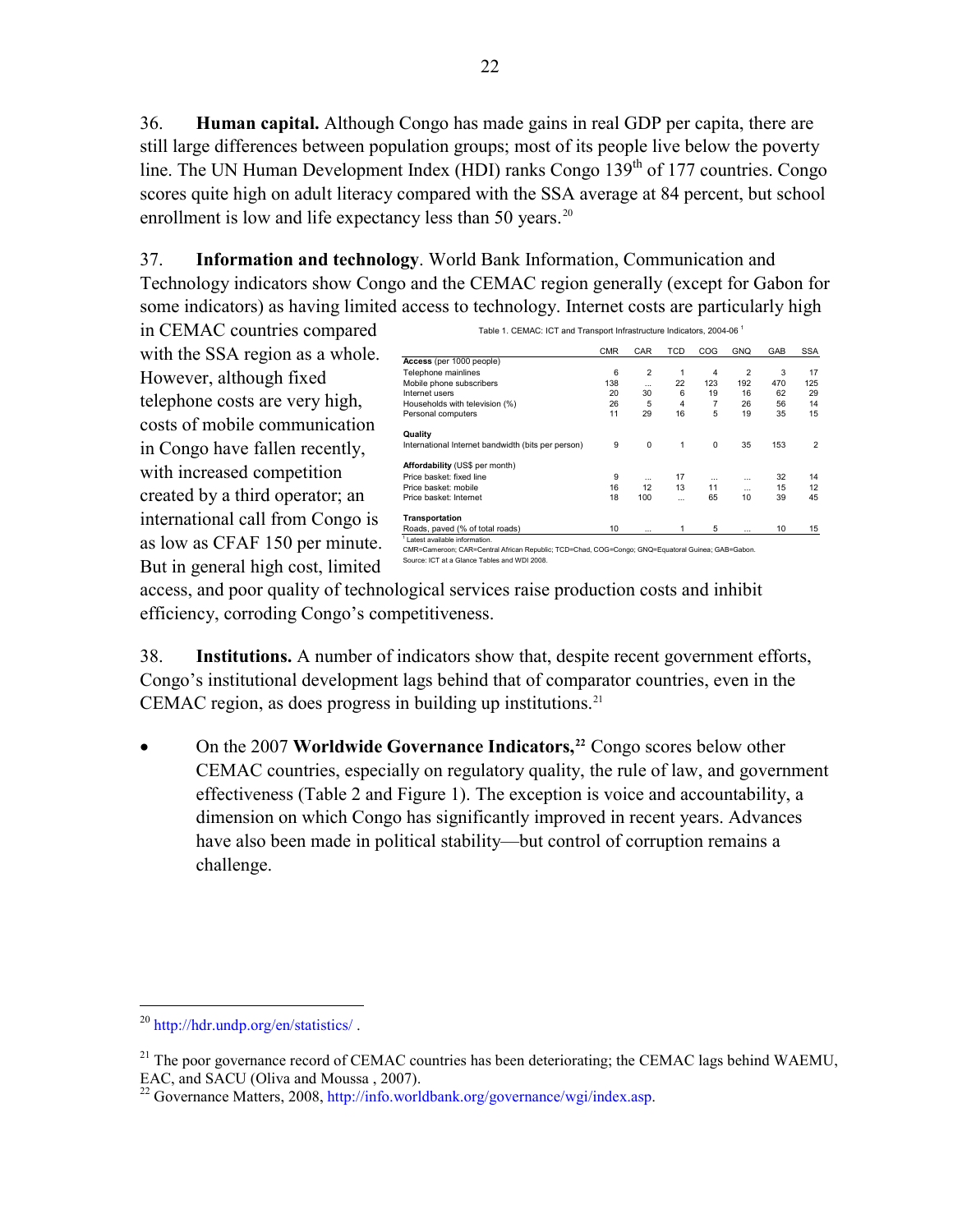36. **Human capital.** Although Congo has made gains in real GDP per capita, there are still large differences between population groups; most of its people live below the poverty line. The UN Human Development Index (HDI) ranks Congo 139th of 177 countries. Congo scores quite high on adult literacy compared with the SSA average at 84 percent, but school enrollment is low and life expectancy less than 50 years.[20]

37. **Information and technology**. World Bank Information, Communication and Technology indicators show Congo and the CEMAC region generally (except for Gabon for some indicators) as having limited access to technology. Internet costs are particularly high in CEMAC countries compared with the SSA region as a whole. However, although fixed telephone costs are very high, costs of mobile communication in Congo have fallen recently, with increased competition created by a third operator; an international call from Congo is as low as CFAF 150 per minute. But in general high cost, limited access, and poor quality of technological services raise production costs and inhibit efficiency, corroding Congo's competitiveness.

Table 1. CEMAC: ICT and Transport Infrastructure Indicators, 2004-06 [1]

| | CMR | CAR | TCD | COG | GNQ | GAB | SSA |
|---|---|---|---|---|---|---|---|
| **Access** (per 1000 people) | | | | | | | |
| Telephone mainlines | 6 | 2 | 1 | 4 | 2 | 3 | 17 |
| Mobile phone subscribers | 138 | ... | 22 | 123 | 192 | 470 | 125 |
| Internet users | 20 | 30 | 6 | 19 | 16 | 62 | 29 |
| Households with television (%) | 26 | 5 | 4 | 7 | 26 | 56 | 14 |
| Personal computers | 11 | 29 | 16 | 5 | 19 | 35 | 15 |
| **Quality** | | | | | | | |
| International Internet bandwidth (bits per person) | 9 | 0 | 1 | 0 | 35 | 153 | 2 |
| **Affordability** (US$ per month) | | | | | | | |
| Price basket: fixed line | 9 | ... | 17 | ... | ... | 32 | 14 |
| Price basket: mobile | 16 | 12 | 13 | 11 | ... | 15 | 12 |
| Price basket: Internet | 18 | 100 | ... | 65 | 10 | 39 | 45 |
| **Transportation** | | | | | | | |
| Roads, paved (% of total roads) | 10 | ... | 1 | 5 | ... | 10 | 15 |

[1] Latest available information.
CMR=Cameroon; CAR=Central African Republic; TCD=Chad, COG=Congo; GNQ=Equatoral Guinea; GAB=Gabon.
Source: ICT at a Glance Tables and WDI 2008.

38. **Institutions.** A number of indicators show that, despite recent government efforts, Congo's institutional development lags behind that of comparator countries, even in the CEMAC region, as does progress in building up institutions.[21]

- On the 2007 **Worldwide Governance Indicators,**[22] Congo scores below other CEMAC countries, especially on regulatory quality, the rule of law, and government effectiveness (Table 2 and Figure 1). The exception is voice and accountability, a dimension on which Congo has significantly improved in recent years. Advances have also been made in political stability—but control of corruption remains a challenge.

---

[20] http://hdr.undp.org/en/statistics/ .

[21] The poor governance record of CEMAC countries has been deteriorating; the CEMAC lags behind WAEMU, EAC, and SACU (Oliva and Moussa , 2007).

[22] Governance Matters, 2008, http://info.worldbank.org/governance/wgi/index.asp.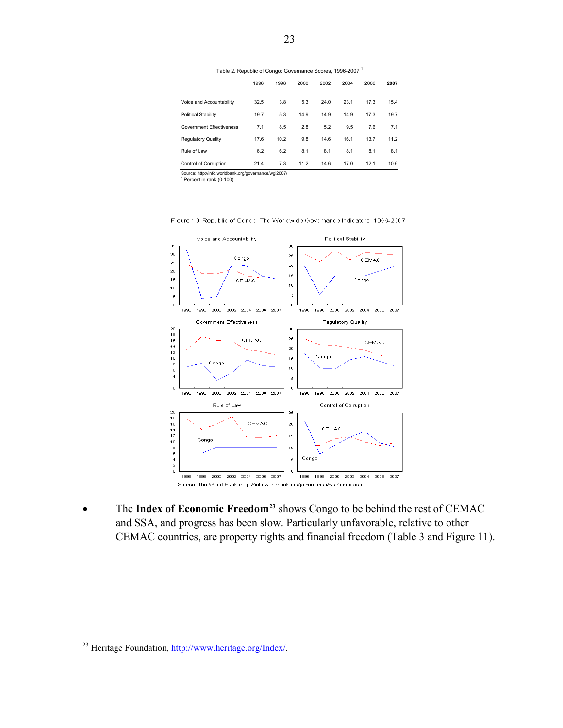Table 2. Republic of Congo: Governance Scores, 1996-2007 [1]

| | 1996 | 1998 | 2000 | 2002 | 2004 | 2006 | **2007** |
|---|---|---|---|---|---|---|---|
| Voice and Accountability | 32.5 | 3.8 | 5.3 | 24.0 | 23.1 | 17.3 | 15.4 |
| Political Stability | 19.7 | 5.3 | 14.9 | 14.9 | 14.9 | 17.3 | 19.7 |
| Government Effectiveness | 7.1 | 8.5 | 2.8 | 5.2 | 9.5 | 7.6 | 7.1 |
| Regulatory Quality | 17.6 | 10.2 | 9.8 | 14.6 | 16.1 | 13.7 | 11.2 |
| Rule of Law | 6.2 | 6.2 | 8.1 | 8.1 | 8.1 | 8.1 | 8.1 |
| Control of Corruption | 21.4 | 7.3 | 11.2 | 14.6 | 17.0 | 12.1 | 10.6 |

Source: http://info.worldbank.org/governance/wgi2007/

[1] Percentile rank (0-100)

Figure 10. Republic of Congo: The Worldwide Governance Indicators, 1996-2007

Source: The World Bank (http://info.worldbank.org/governance/wgi/index.asp).

- The **Index of Economic Freedom**[23] shows Congo to be behind the rest of CEMAC and SSA, and progress has been slow. Particularly unfavorable, relative to other CEMAC countries, are property rights and financial freedom (Table 3 and Figure 11).

[23] Heritage Foundation, http://www.heritage.org/Index/.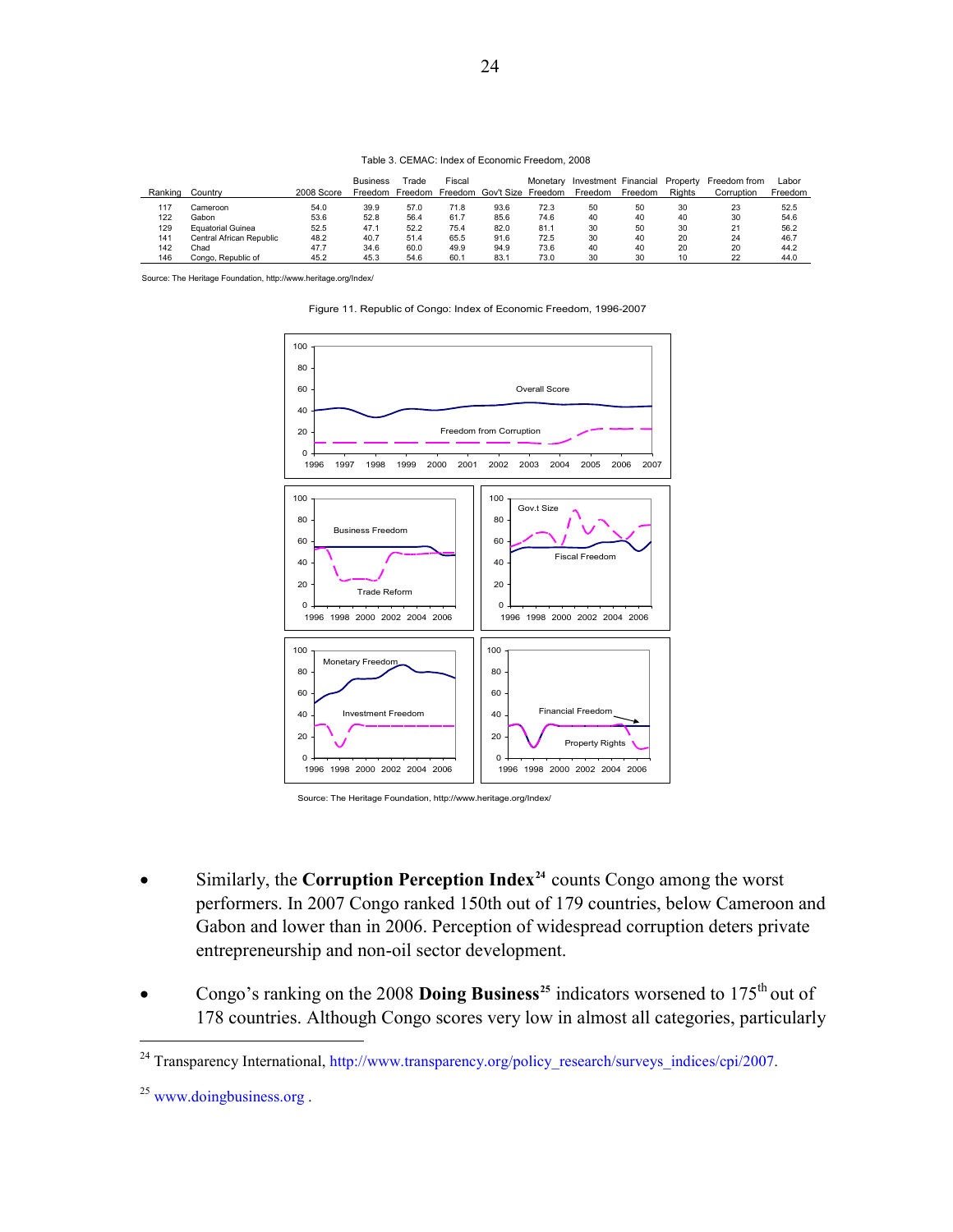Table 3. CEMAC: Index of Economic Freedom, 2008

| Ranking | Country | 2008 Score | Business Freedom | Trade Freedom | Fiscal Freedom | Gov't Size | Monetary Freedom | Investment Freedom | Financial Freedom | Property Rights | Freedom from Corruption | Labor Freedom |
|---|---|---|---|---|---|---|---|---|---|---|---|---|
| 117 | Cameroon | 54.0 | 39.9 | 57.0 | 71.8 | 93.6 | 72.3 | 50 | 50 | 30 | 23 | 52.5 |
| 122 | Gabon | 53.6 | 52.8 | 56.4 | 61.7 | 85.6 | 74.6 | 40 | 40 | 40 | 30 | 54.6 |
| 129 | Equatorial Guinea | 52.5 | 47.1 | 52.2 | 75.4 | 82.0 | 81.1 | 30 | 50 | 30 | 21 | 56.2 |
| 141 | Central African Republic | 48.2 | 40.7 | 51.4 | 65.5 | 91.6 | 72.5 | 30 | 40 | 20 | 24 | 46.7 |
| 142 | Chad | 47.7 | 34.6 | 60.0 | 49.9 | 94.9 | 73.6 | 40 | 40 | 20 | 20 | 44.2 |
| 146 | Congo, Republic of | 45.2 | 45.3 | 54.6 | 60.1 | 83.1 | 73.0 | 30 | 30 | 10 | 22 | 44.0 |

Source: The Heritage Foundation, http://www.heritage.org/Index/

Figure 11. Republic of Congo: Index of Economic Freedom, 1996-2007

Source: The Heritage Foundation, http://www.heritage.org/Index/

- Similarly, the **Corruption Perception Index**[24] counts Congo among the worst performers. In 2007 Congo ranked 150th out of 179 countries, below Cameroon and Gabon and lower than in 2006. Perception of widespread corruption deters private entrepreneurship and non-oil sector development.

- Congo's ranking on the 2008 **Doing Business**[25] indicators worsened to 175th out of 178 countries. Although Congo scores very low in almost all categories, particularly

---

[24] Transparency International, http://www.transparency.org/policy_research/surveys_indices/cpi/2007.

[25] www.doingbusiness.org .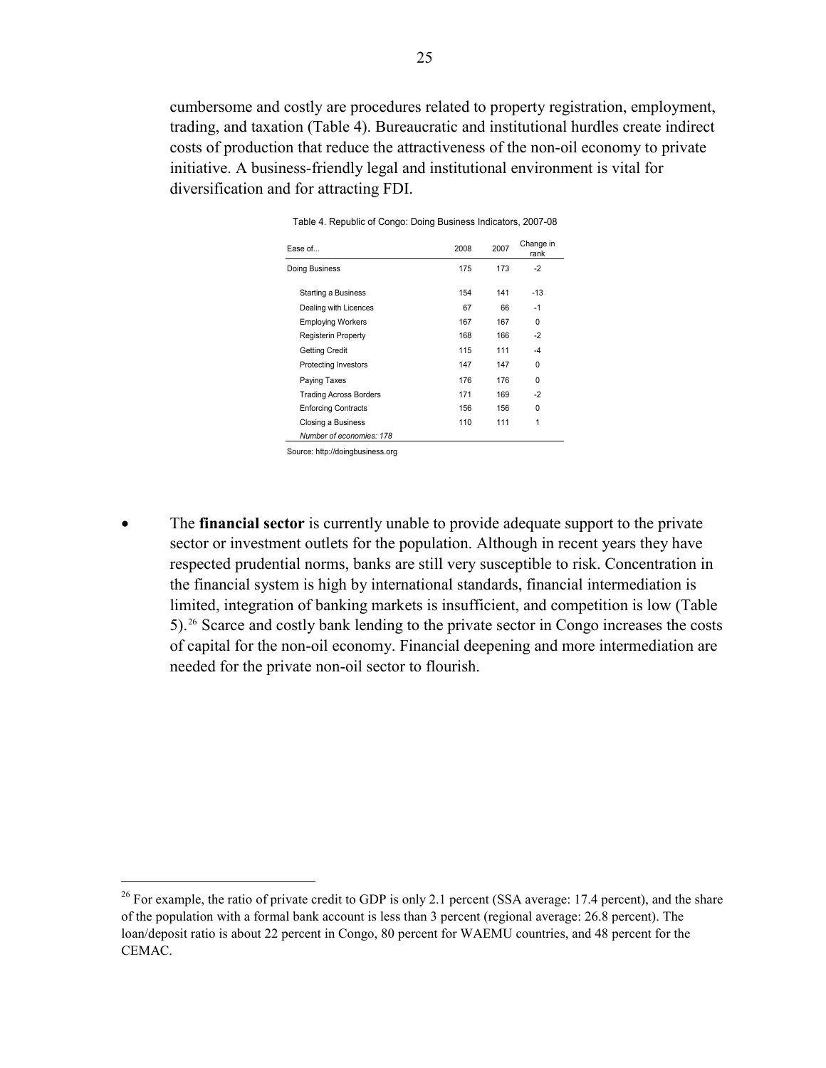cumbersome and costly are procedures related to property registration, employment, trading, and taxation (Table 4). Bureaucratic and institutional hurdles create indirect costs of production that reduce the attractiveness of the non-oil economy to private initiative. A business-friendly legal and institutional environment is vital for diversification and for attracting FDI.

Table 4. Republic of Congo: Doing Business Indicators, 2007-08

| Ease of... | 2008 | 2007 | Change in rank |
|---|---|---|---|
| Doing Business | 175 | 173 | -2 |
| Starting a Business | 154 | 141 | -13 |
| Dealing with Licences | 67 | 66 | -1 |
| Employing Workers | 167 | 167 | 0 |
| Registerin Property | 168 | 166 | -2 |
| Getting Credit | 115 | 111 | -4 |
| Protecting Investors | 147 | 147 | 0 |
| Paying Taxes | 176 | 176 | 0 |
| Trading Across Borders | 171 | 169 | -2 |
| Enforcing Contracts | 156 | 156 | 0 |
| Closing a Business | 110 | 111 | 1 |
| *Number of economies: 178* | | | |

Source: http://doingbusiness.org

- The **financial sector** is currently unable to provide adequate support to the private sector or investment outlets for the population. Although in recent years they have respected prudential norms, banks are still very susceptible to risk. Concentration in the financial system is high by international standards, financial intermediation is limited, integration of banking markets is insufficient, and competition is low (Table 5).[26] Scarce and costly bank lending to the private sector in Congo increases the costs of capital for the non-oil economy. Financial deepening and more intermediation are needed for the private non-oil sector to flourish.

[26] For example, the ratio of private credit to GDP is only 2.1 percent (SSA average: 17.4 percent), and the share of the population with a formal bank account is less than 3 percent (regional average: 26.8 percent). The loan/deposit ratio is about 22 percent in Congo, 80 percent for WAEMU countries, and 48 percent for the CEMAC.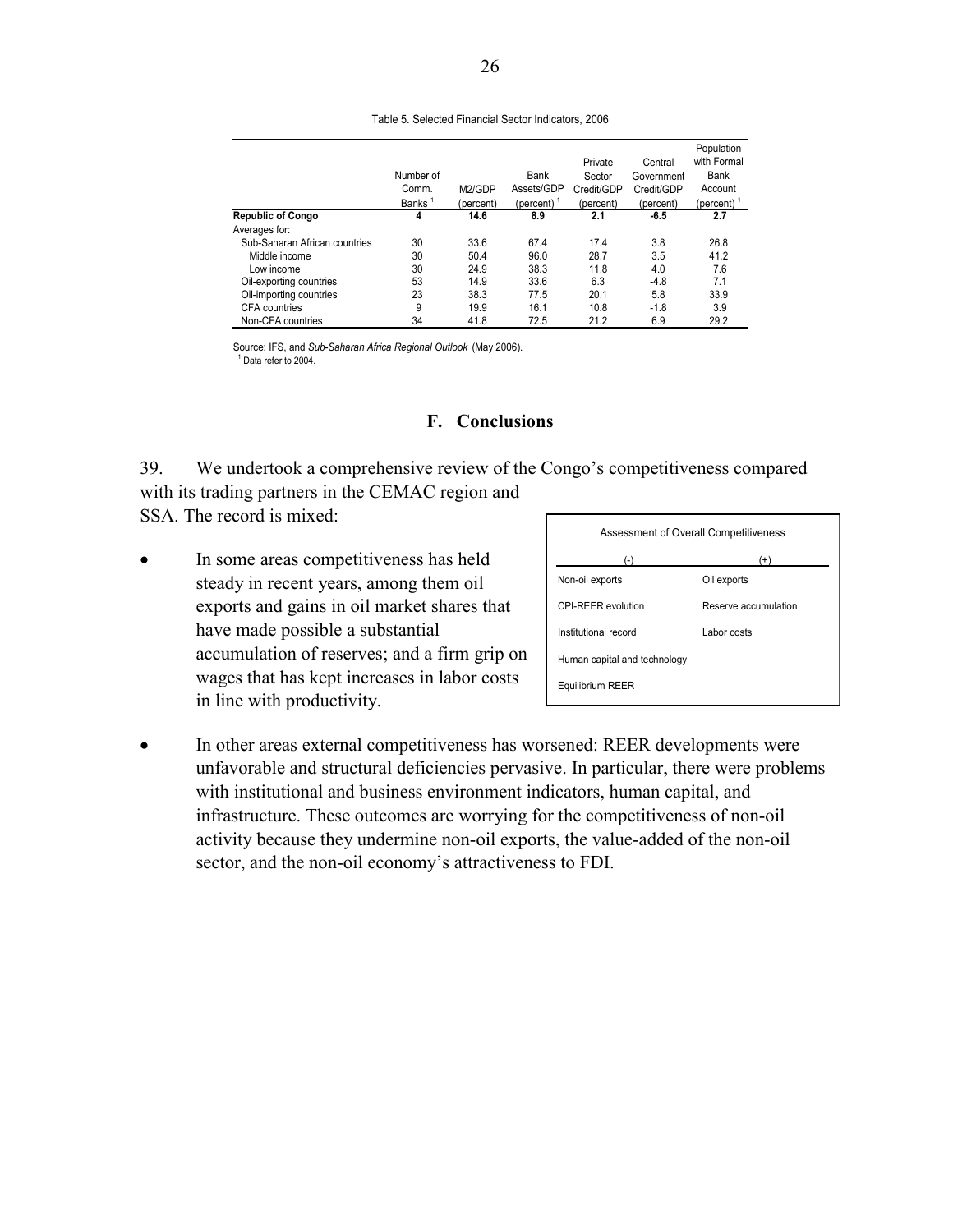Table 5. Selected Financial Sector Indicators, 2006

| | Number of Comm. Banks [1] | M2/GDP (percent) | Bank Assets/GDP (percent) [1] | Private Sector Credit/GDP (percent) | Central Government Credit/GDP (percent) | Population with Formal Bank Account (percent) [1] |
|---|---|---|---|---|---|---|
| **Republic of Congo** | **4** | **14.6** | **8.9** | **2.1** | **-6.5** | **2.7** |
| Averages for: | | | | | | |
| Sub-Saharan African countries | 30 | 33.6 | 67.4 | 17.4 | 3.8 | 26.8 |
| Middle income | 30 | 50.4 | 96.0 | 28.7 | 3.5 | 41.2 |
| Low income | 30 | 24.9 | 38.3 | 11.8 | 4.0 | 7.6 |
| Oil-exporting countries | 53 | 14.9 | 33.6 | 6.3 | -4.8 | 7.1 |
| Oil-importing countries | 23 | 38.3 | 77.5 | 20.1 | 5.8 | 33.9 |
| CFA countries | 9 | 19.9 | 16.1 | 10.8 | -1.8 | 3.9 |
| Non-CFA countries | 34 | 41.8 | 72.5 | 21.2 | 6.9 | 29.2 |

Source: IFS, and *Sub-Saharan Africa Regional Outlook* (May 2006).
[1] Data refer to 2004.

## F. Conclusions

39. We undertook a comprehensive review of the Congo's competitiveness compared with its trading partners in the CEMAC region and SSA. The record is mixed:

| Assessment of Overall Competitiveness | |
|---|---|
| (-) | (+) |
| Non-oil exports | Oil exports |
| CPI-REER evolution | Reserve accumulation |
| Institutional record | Labor costs |
| Human capital and technology | |
| Equilibrium REER | |

- In some areas competitiveness has held steady in recent years, among them oil exports and gains in oil market shares that have made possible a substantial accumulation of reserves; and a firm grip on wages that has kept increases in labor costs in line with productivity.

- In other areas external competitiveness has worsened: REER developments were unfavorable and structural deficiencies pervasive. In particular, there were problems with institutional and business environment indicators, human capital, and infrastructure. These outcomes are worrying for the competitiveness of non-oil activity because they undermine non-oil exports, the value-added of the non-oil sector, and the non-oil economy's attractiveness to FDI.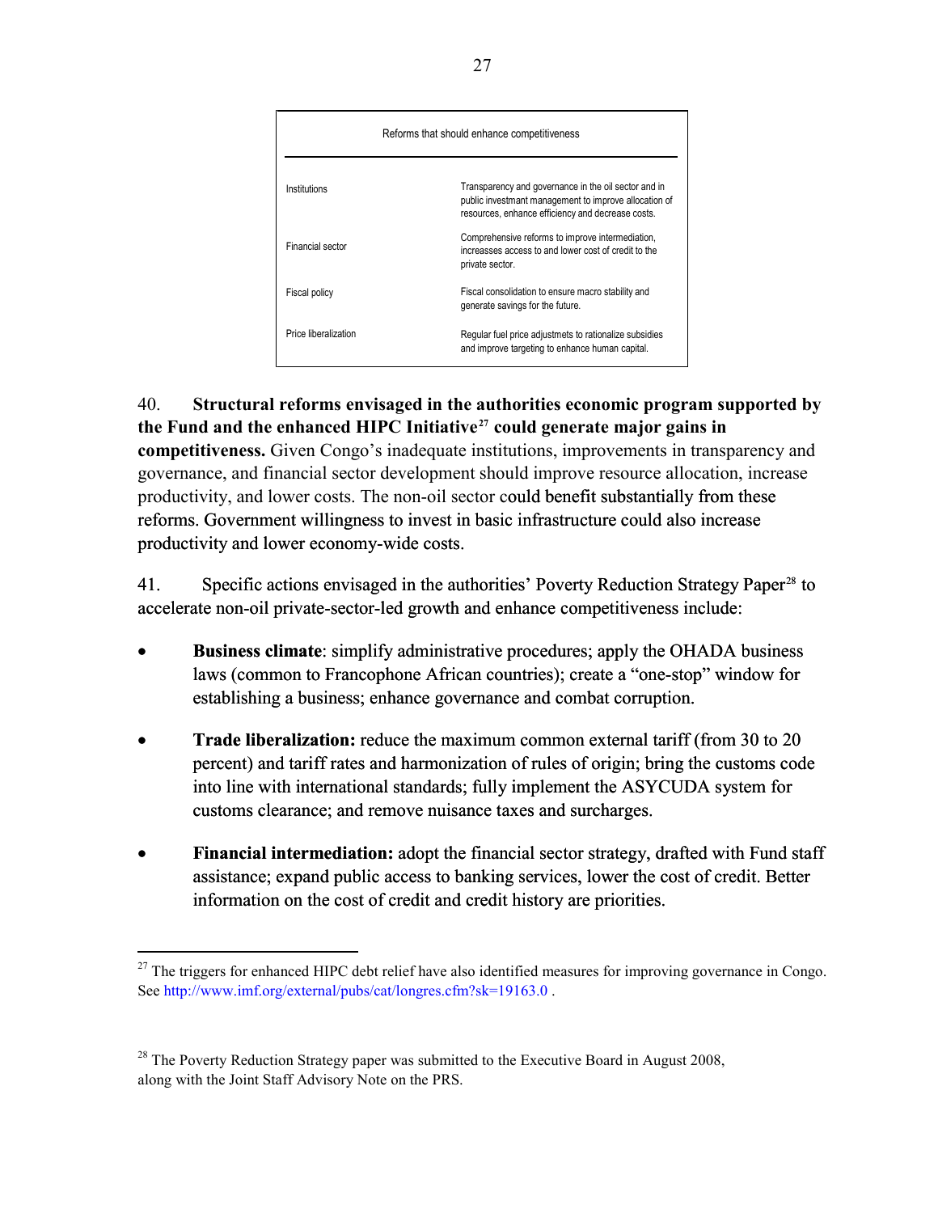| Reforms that should enhance competitiveness | |
|---|---|
| Institutions | Transparency and governance in the oil sector and in public investmant management to improve allocation of resources, enhance efficiency and decrease costs. |
| Financial sector | Comprehensive reforms to improve intermediation, increasses access to and lower cost of credit to the private sector. |
| Fiscal policy | Fiscal consolidation to ensure macro stability and generate savings for the future. |
| Price liberalization | Regular fuel price adjustmets to rationalize subsidies and improve targeting to enhance human capital. |

40. **Structural reforms envisaged in the authorities economic program supported by the Fund and the enhanced HIPC Initiative[27] could generate major gains in competitiveness.** Given Congo's inadequate institutions, improvements in transparency and governance, and financial sector development should improve resource allocation, increase productivity, and lower costs. The non-oil sector could benefit substantially from these reforms. Government willingness to invest in basic infrastructure could also increase productivity and lower economy-wide costs.

41. Specific actions envisaged in the authorities' Poverty Reduction Strategy Paper[28] to accelerate non-oil private-sector-led growth and enhance competitiveness include:

- **Business climate**: simplify administrative procedures; apply the OHADA business laws (common to Francophone African countries); create a "one-stop" window for establishing a business; enhance governance and combat corruption.
- **Trade liberalization:** reduce the maximum common external tariff (from 30 to 20 percent) and tariff rates and harmonization of rules of origin; bring the customs code into line with international standards; fully implement the ASYCUDA system for customs clearance; and remove nuisance taxes and surcharges.
- **Financial intermediation:** adopt the financial sector strategy, drafted with Fund staff assistance; expand public access to banking services, lower the cost of credit. Better information on the cost of credit and credit history are priorities.

---

[27] The triggers for enhanced HIPC debt relief have also identified measures for improving governance in Congo. See http://www.imf.org/external/pubs/cat/longres.cfm?sk=19163.0 .

[28] The Poverty Reduction Strategy paper was submitted to the Executive Board in August 2008, along with the Joint Staff Advisory Note on the PRS.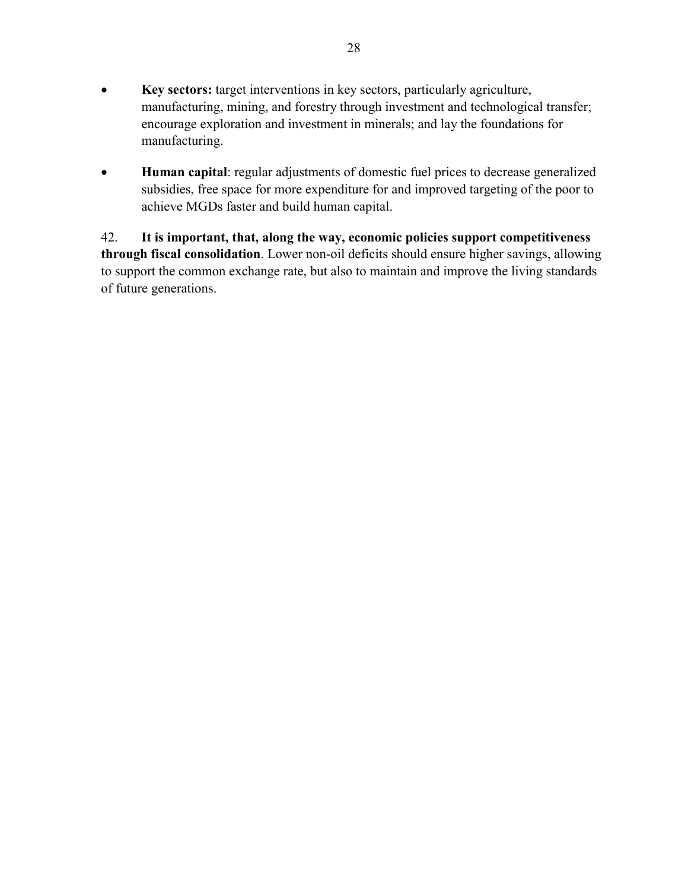- **Key sectors:** target interventions in key sectors, particularly agriculture, manufacturing, mining, and forestry through investment and technological transfer; encourage exploration and investment in minerals; and lay the foundations for manufacturing.

- **Human capital**: regular adjustments of domestic fuel prices to decrease generalized subsidies, free space for more expenditure for and improved targeting of the poor to achieve MGDs faster and build human capital.

42. **It is important, that, along the way, economic policies support competitiveness through fiscal consolidation**. Lower non-oil deficits should ensure higher savings, allowing to support the common exchange rate, but also to maintain and improve the living standards of future generations.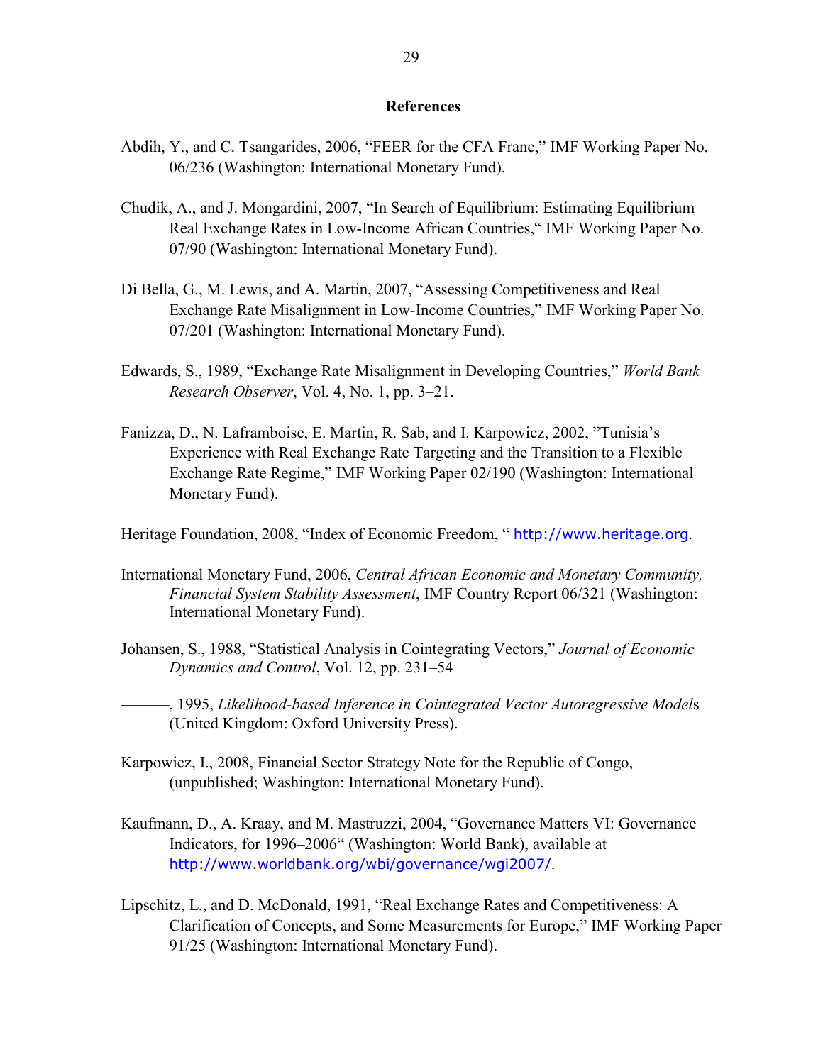## References

Abdih, Y., and C. Tsangarides, 2006, "FEER for the CFA Franc," IMF Working Paper No. 06/236 (Washington: International Monetary Fund).

Chudik, A., and J. Mongardini, 2007, "In Search of Equilibrium: Estimating Equilibrium Real Exchange Rates in Low-Income African Countries," IMF Working Paper No. 07/90 (Washington: International Monetary Fund).

Di Bella, G., M. Lewis, and A. Martin, 2007, "Assessing Competitiveness and Real Exchange Rate Misalignment in Low-Income Countries," IMF Working Paper No. 07/201 (Washington: International Monetary Fund).

Edwards, S., 1989, "Exchange Rate Misalignment in Developing Countries," *World Bank Research Observer*, Vol. 4, No. 1, pp. 3–21.

Fanizza, D., N. Laframboise, E. Martin, R. Sab, and I. Karpowicz, 2002, "Tunisia's Experience with Real Exchange Rate Targeting and the Transition to a Flexible Exchange Rate Regime," IMF Working Paper 02/190 (Washington: International Monetary Fund).

Heritage Foundation, 2008, "Index of Economic Freedom, " http://www.heritage.org.

International Monetary Fund, 2006, *Central African Economic and Monetary Community, Financial System Stability Assessment*, IMF Country Report 06/321 (Washington: International Monetary Fund).

Johansen, S., 1988, "Statistical Analysis in Cointegrating Vectors," *Journal of Economic Dynamics and Control*, Vol. 12, pp. 231–54

———, 1995, *Likelihood-based Inference in Cointegrated Vector Autoregressive Models* (United Kingdom: Oxford University Press).

Karpowicz, I., 2008, Financial Sector Strategy Note for the Republic of Congo, (unpublished; Washington: International Monetary Fund).

Kaufmann, D., A. Kraay, and M. Mastruzzi, 2004, "Governance Matters VI: Governance Indicators, for 1996–2006" (Washington: World Bank), available at http://www.worldbank.org/wbi/governance/wgi2007/.

Lipschitz, L., and D. McDonald, 1991, "Real Exchange Rates and Competitiveness: A Clarification of Concepts, and Some Measurements for Europe," IMF Working Paper 91/25 (Washington: International Monetary Fund).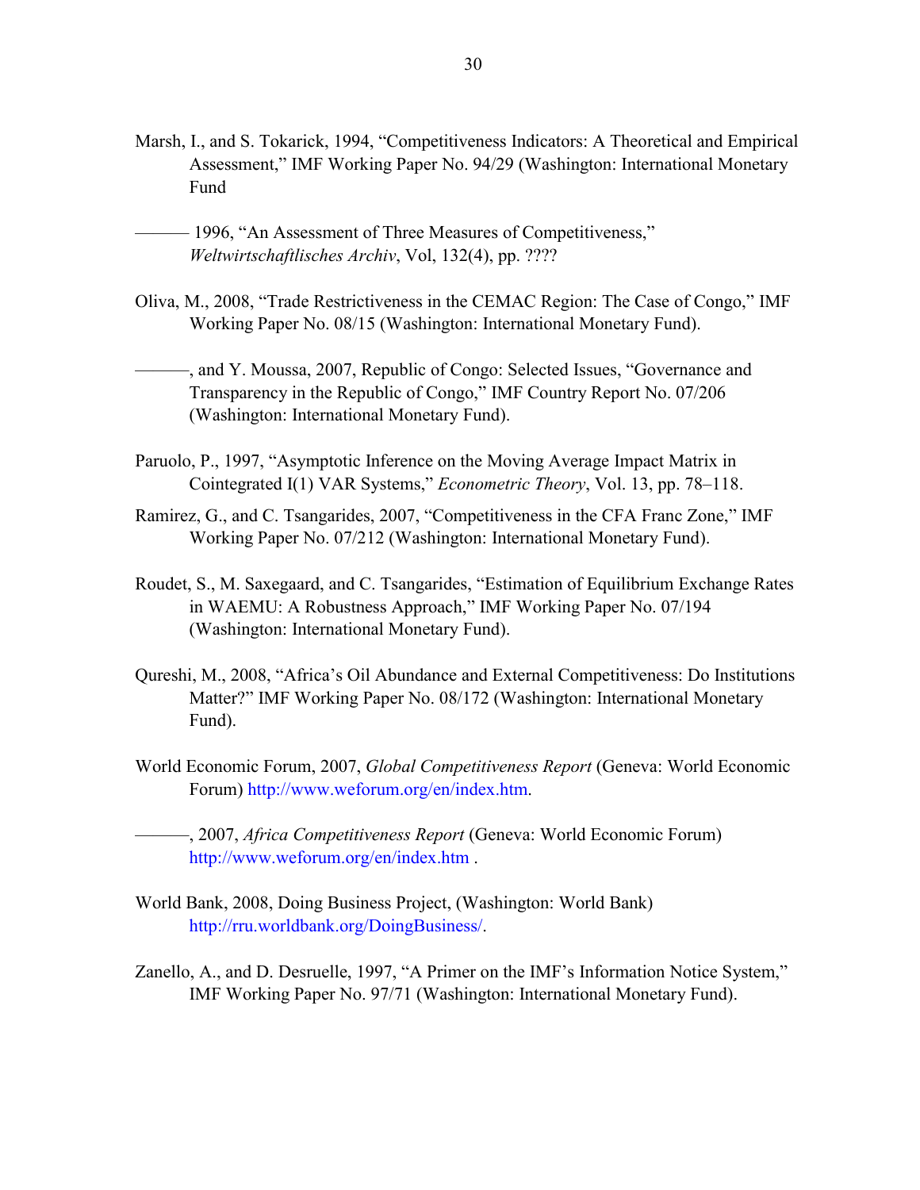Marsh, I., and S. Tokarick, 1994, "Competitiveness Indicators: A Theoretical and Empirical Assessment," IMF Working Paper No. 94/29 (Washington: International Monetary Fund

——— 1996, "An Assessment of Three Measures of Competitiveness," *Weltwirtschaftlisches Archiv*, Vol, 132(4), pp. ????

Oliva, M., 2008, "Trade Restrictiveness in the CEMAC Region: The Case of Congo," IMF Working Paper No. 08/15 (Washington: International Monetary Fund).

———, and Y. Moussa, 2007, Republic of Congo: Selected Issues, "Governance and Transparency in the Republic of Congo," IMF Country Report No. 07/206 (Washington: International Monetary Fund).

Paruolo, P., 1997, "Asymptotic Inference on the Moving Average Impact Matrix in Cointegrated I(1) VAR Systems," *Econometric Theory*, Vol. 13, pp. 78–118.

Ramirez, G., and C. Tsangarides, 2007, "Competitiveness in the CFA Franc Zone," IMF Working Paper No. 07/212 (Washington: International Monetary Fund).

Roudet, S., M. Saxegaard, and C. Tsangarides, "Estimation of Equilibrium Exchange Rates in WAEMU: A Robustness Approach," IMF Working Paper No. 07/194 (Washington: International Monetary Fund).

Qureshi, M., 2008, "Africa's Oil Abundance and External Competitiveness: Do Institutions Matter?" IMF Working Paper No. 08/172 (Washington: International Monetary Fund).

World Economic Forum, 2007, *Global Competitiveness Report* (Geneva: World Economic Forum) http://www.weforum.org/en/index.htm.

———, 2007, *Africa Competitiveness Report* (Geneva: World Economic Forum) http://www.weforum.org/en/index.htm .

World Bank, 2008, Doing Business Project, (Washington: World Bank) http://rru.worldbank.org/DoingBusiness/.

Zanello, A., and D. Desruelle, 1997, "A Primer on the IMF's Information Notice System," IMF Working Paper No. 97/71 (Washington: International Monetary Fund).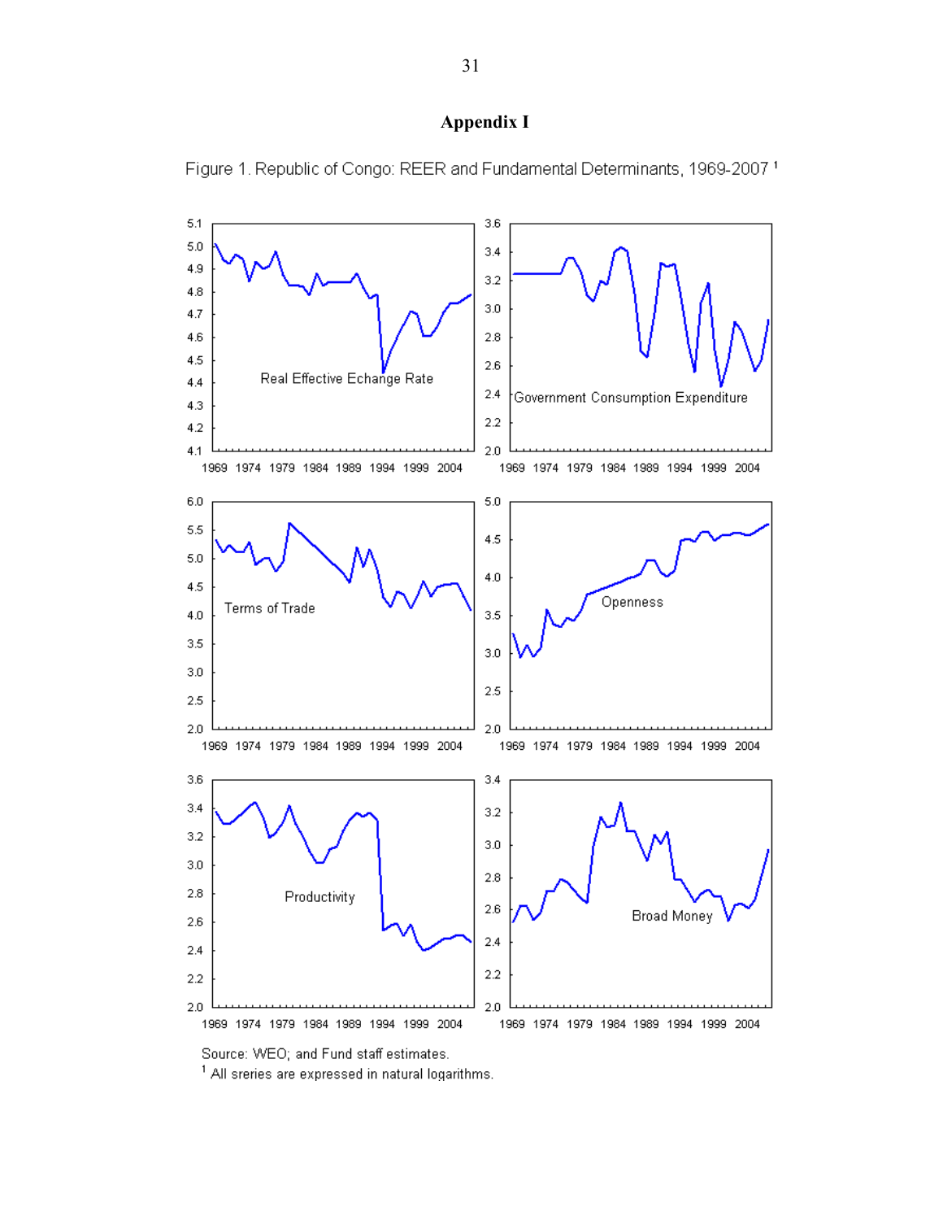## Appendix I

Figure 1. Republic of Congo: REER and Fundamental Determinants, 1969-2007 [1]

Source: WEO; and Fund staff estimates.

[1] All sreries are expressed in natural logarithms.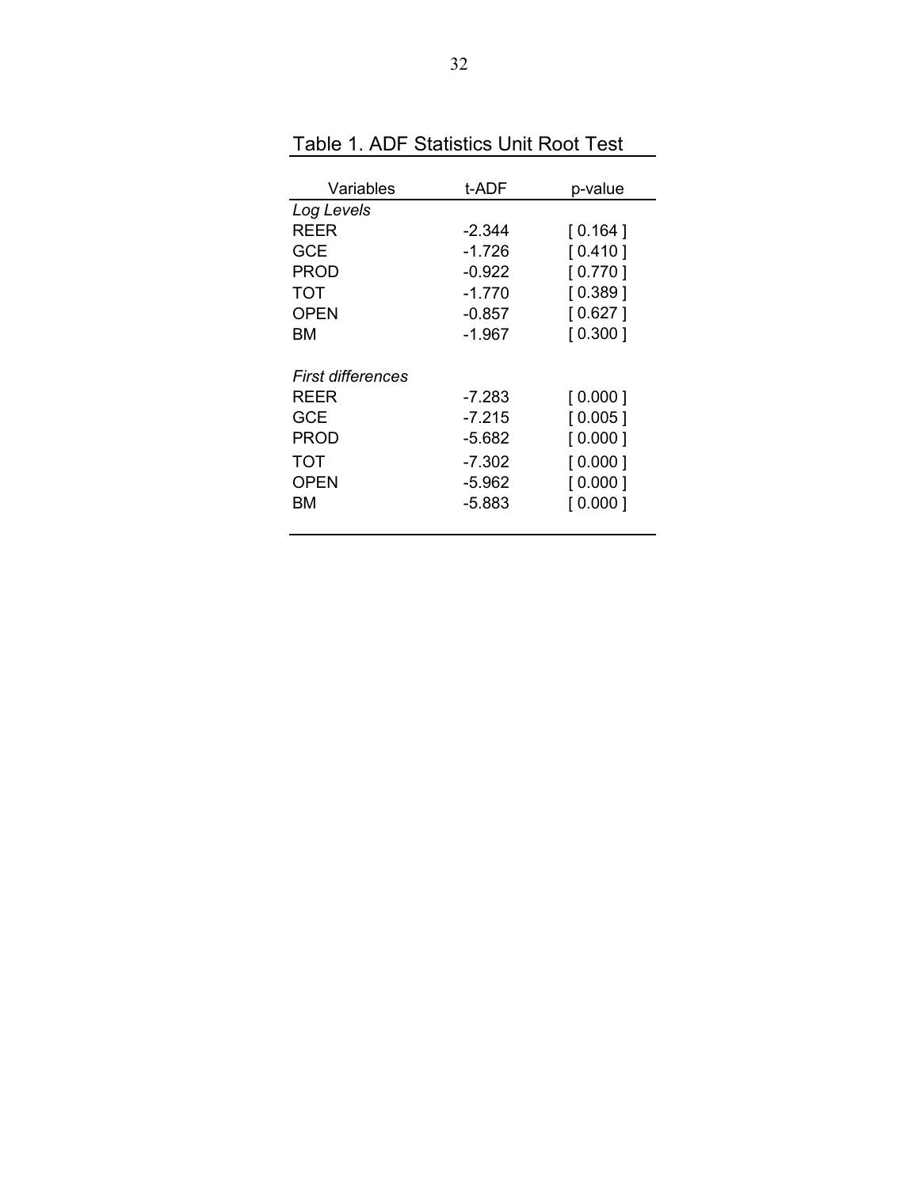Table 1. ADF Statistics Unit Root Test

| Variables | t-ADF | p-value |
|---|---|---|
| *Log Levels* | | |
| REER | -2.344 | [ 0.164 ] |
| GCE | -1.726 | [ 0.410 ] |
| PROD | -0.922 | [ 0.770 ] |
| TOT | -1.770 | [ 0.389 ] |
| OPEN | -0.857 | [ 0.627 ] |
| BM | -1.967 | [ 0.300 ] |
| *First differences* | | |
| REER | -7.283 | [ 0.000 ] |
| GCE | -7.215 | [ 0.005 ] |
| PROD | -5.682 | [ 0.000 ] |
| TOT | -7.302 | [ 0.000 ] |
| OPEN | -5.962 | [ 0.000 ] |
| BM | -5.883 | [ 0.000 ] |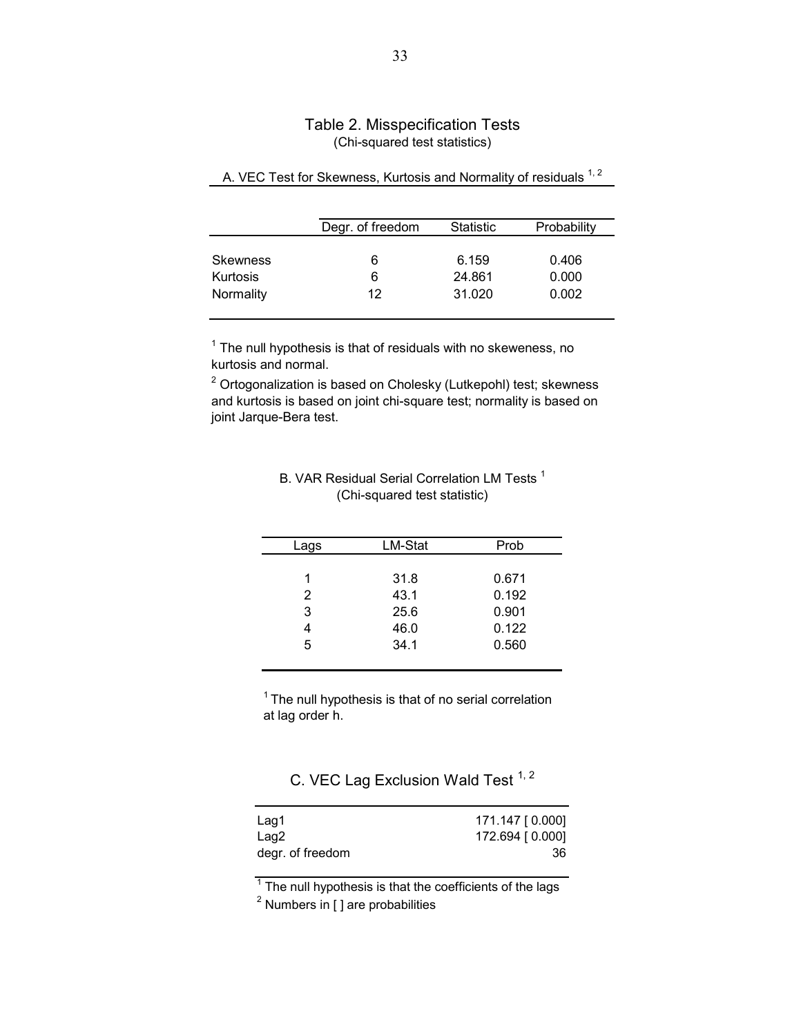## Table 2. Misspecification Tests

(Chi-squared test statistics)

### A. VEC Test for Skewness, Kurtosis and Normality of residuals [1, 2]

| | Degr. of freedom | Statistic | Probability |
|---|---|---|---|
| Skewness | 6 | 6.159 | 0.406 |
| Kurtosis | 6 | 24.861 | 0.000 |
| Normality | 12 | 31.020 | 0.002 |

[1] The null hypothesis is that of residuals with no skeweness, no kurtosis and normal.

[2] Ortogonalization is based on Cholesky (Lutkepohl) test; skewness and kurtosis is based on joint chi-square test; normality is based on joint Jarque-Bera test.

### B. VAR Residual Serial Correlation LM Tests [1]

(Chi-squared test statistic)

| Lags | LM-Stat | Prob |
|---|---|---|
| 1 | 31.8 | 0.671 |
| 2 | 43.1 | 0.192 |
| 3 | 25.6 | 0.901 |
| 4 | 46.0 | 0.122 |
| 5 | 34.1 | 0.560 |

[1] The null hypothesis is that of no serial correlation at lag order h.

### C. VEC Lag Exclusion Wald Test [1, 2]

| | |
|---|---|
| Lag1 | 171.147 [ 0.000] |
| Lag2 | 172.694 [ 0.000] |
| degr. of freedom | 36 |

[1] The null hypothesis is that the coefficients of the lags

[2] Numbers in [ ] are probabilities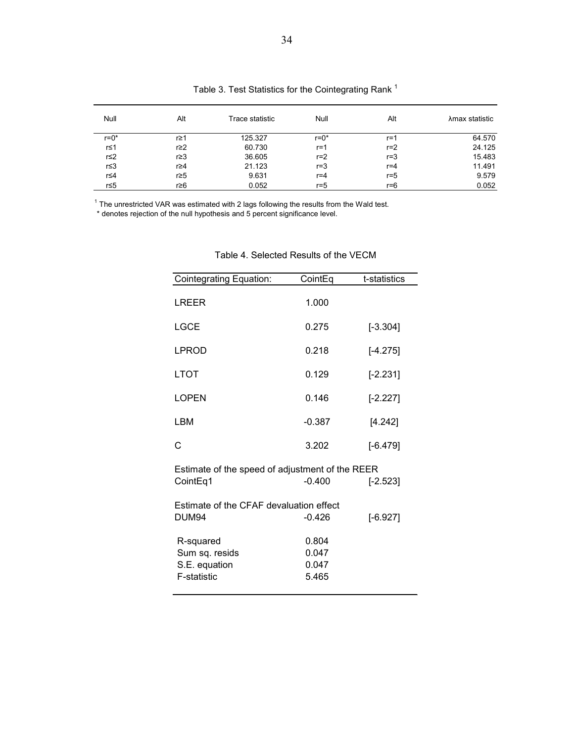Table 3. Test Statistics for the Cointegrating Rank [1]

| Null | Alt | Trace statistic | Null | Alt | λmax statistic |
|---|---|---|---|---|---|
| r=0* | r≥1 | 125.327 | r=0* | r=1 | 64.570 |
| r≤1 | r≥2 | 60.730 | r=1 | r=2 | 24.125 |
| r≤2 | r≥3 | 36.605 | r=2 | r=3 | 15.483 |
| r≤3 | r≥4 | 21.123 | r=3 | r=4 | 11.491 |
| r≤4 | r≥5 | 9.631 | r=4 | r=5 | 9.579 |
| r≤5 | r≥6 | 0.052 | r=5 | r=6 | 0.052 |

[1] The unrestricted VAR was estimated with 2 lags following the results from the Wald test.
\* denotes rejection of the null hypothesis and 5 percent significance level.

Table 4. Selected Results of the VECM

| Cointegrating Equation: | CointEq | t-statistics |
|---|---|---|
| LREER | 1.000 | |
| LGCE | 0.275 | [-3.304] |
| LPROD | 0.218 | [-4.275] |
| LTOT | 0.129 | [-2.231] |
| LOPEN | 0.146 | [-2.227] |
| LBM | -0.387 | [4.242] |
| C | 3.202 | [-6.479] |
| Estimate of the speed of adjustment of the REER | | |
| CointEq1 | -0.400 | [-2.523] |
| Estimate of the CFAF devaluation effect | | |
| DUM94 | -0.426 | [-6.927] |
| R-squared | 0.804 | |
| Sum sq. resids | 0.047 | |
| S.E. equation | 0.047 | |
| F-statistic | 5.465 | |